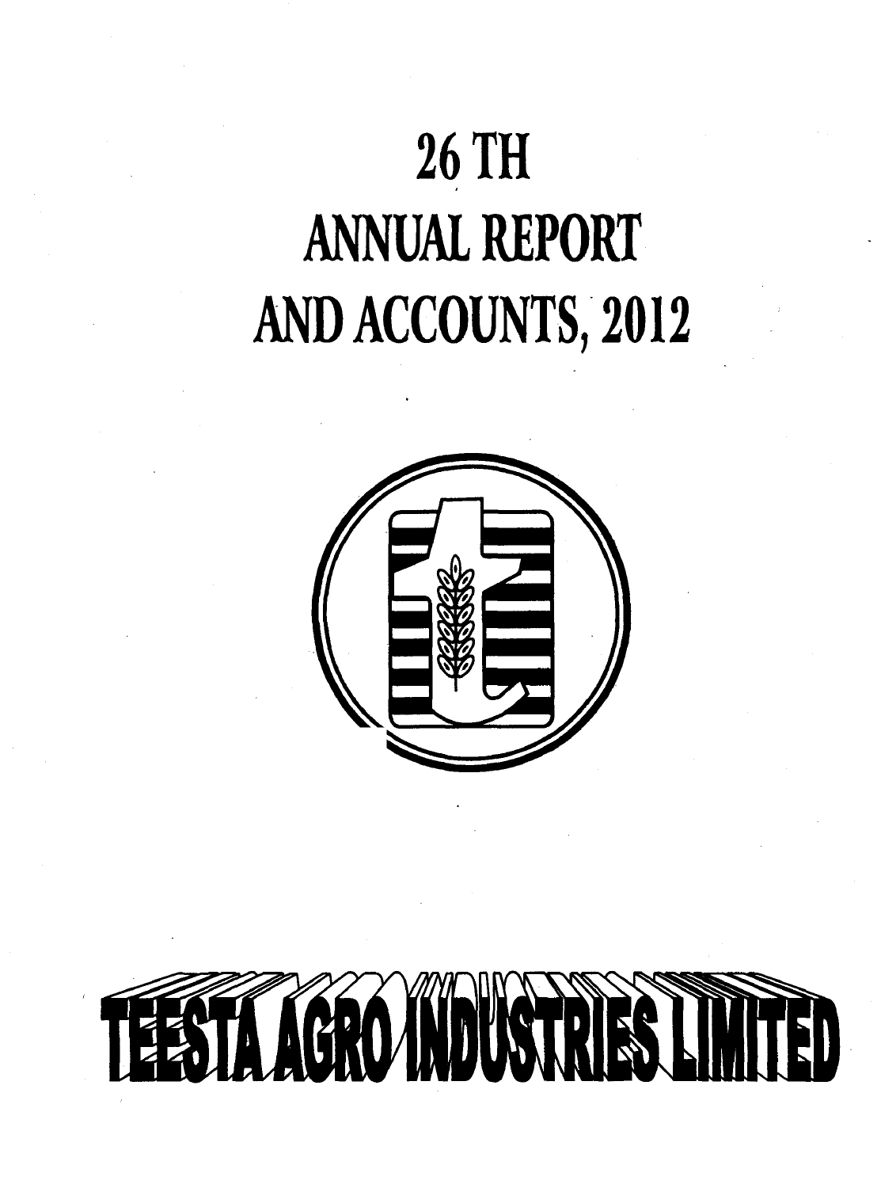# 26 TH ANNUAL REPORT AND ACCOUNTS, 2012

# TEESTA AGRO INDUSTRIES LIMITED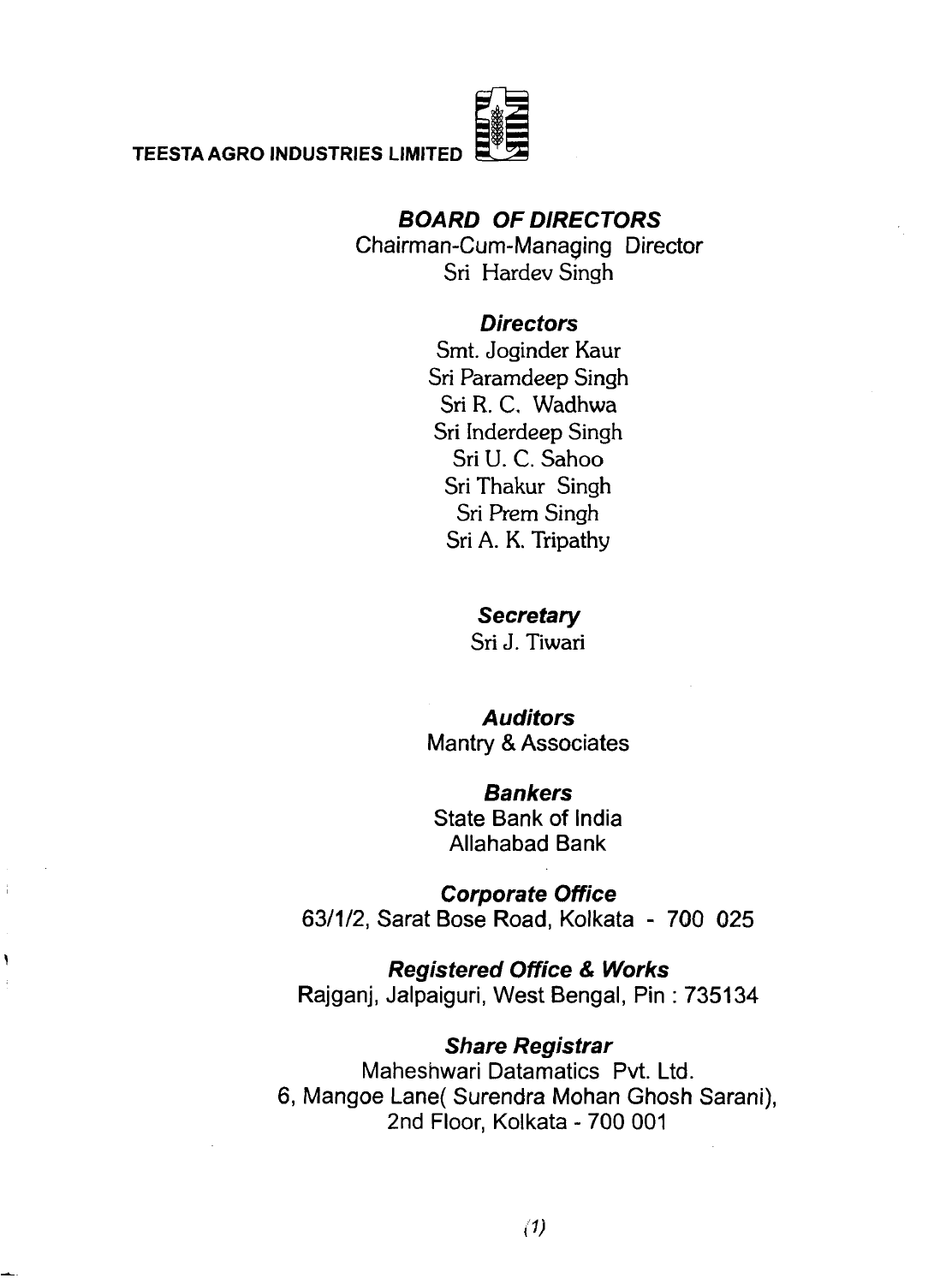TEESTA AGRO INDUSTRIES LIMITED

## ***BOARD OF DIRECTORS***

Chairman-Cum-Managing Director
Sri Hardev Singh

### ***Directors***

Smt. Joginder Kaur
Sri Paramdeep Singh
Sri R. C. Wadhwa
Sri Inderdeep Singh
Sri U. C. Sahoo
Sri Thakur Singh
Sri Prem Singh
Sri A. K. Tripathy

### ***Secretary***

Sri J. Tiwari

### ***Auditors***

Mantry & Associates

### ***Bankers***

State Bank of India
Allahabad Bank

### ***Corporate Office***

63/1/2, Sarat Bose Road, Kolkata - 700 025

### ***Registered Office & Works***

Rajganj, Jalpaiguri, West Bengal, Pin : 735134

### ***Share Registrar***

Maheshwari Datamatics Pvt. Ltd.
6, Mangoe Lane( Surendra Mohan Ghosh Sarani),
2nd Floor, Kolkata - 700 001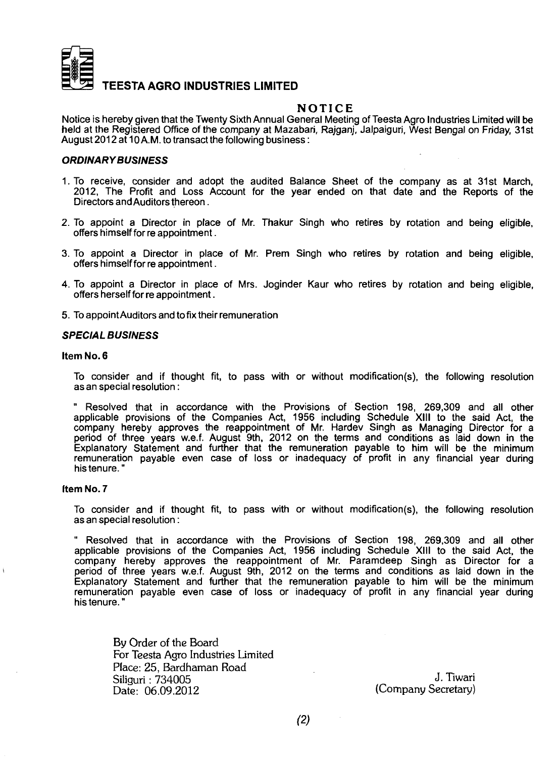# TEESTA AGRO INDUSTRIES LIMITED

## NOTICE

Notice is hereby given that the Twenty Sixth Annual General Meeting of Teesta Agro Industries Limited will be held at the Registered Office of the company at Mazabari, Rajganj, Jalpaiguri, West Bengal on Friday, 31st August 2012 at 10 A.M. to transact the following business :

### *ORDINARY BUSINESS*

1. To receive, consider and adopt the audited Balance Sheet of the company as at 31st March, 2012, The Profit and Loss Account for the year ended on that date and the Reports of the Directors and Auditors thereon.
2. To appoint a Director in place of Mr. Thakur Singh who retires by rotation and being eligible, offers himself for re appointment.
3. To appoint a Director in place of Mr. Prem Singh who retires by rotation and being eligible, offers himself for re appointment.
4. To appoint a Director in place of Mrs. Joginder Kaur who retires by rotation and being eligible, offers herself for re appointment.
5. To appoint Auditors and to fix their remuneration

### *SPECIAL BUSINESS*

**Item No. 6**

To consider and if thought fit, to pass with or without modification(s), the following resolution as an special resolution :

" Resolved that in accordance with the Provisions of Section 198, 269,309 and all other applicable provisions of the Companies Act, 1956 including Schedule XIII to the said Act, the company hereby approves the reappointment of Mr. Hardev Singh as Managing Director for a period of three years w.e.f. August 9th, 2012 on the terms and conditions as laid down in the Explanatory Statement and further that the remuneration payable to him will be the minimum remuneration payable even case of loss or inadequacy of profit in any financial year during his tenure. "

**Item No. 7**

To consider and if thought fit, to pass with or without modification(s), the following resolution as an special resolution :

" Resolved that in accordance with the Provisions of Section 198, 269,309 and all other applicable provisions of the Companies Act, 1956 including Schedule XIII to the said Act, the company hereby approves the reappointment of Mr. Paramdeep Singh as Director for a period of three years w.e.f. August 9th, 2012 on the terms and conditions as laid down in the Explanatory Statement and further that the remuneration payable to him will be the minimum remuneration payable even case of loss or inadequacy of profit in any financial year during his tenure. "

By Order of the Board
For Teesta Agro Industries Limited
Place: 25, Bardhaman Road
Siliguri : 734005
Date: 06.09.2012

J. Tiwari
(Company Secretary)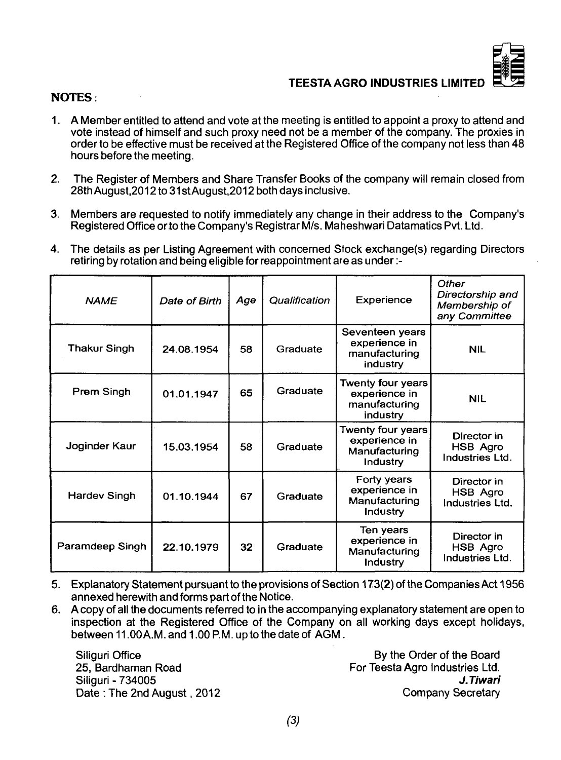TEESTA AGRO INDUSTRIES LIMITED

**NOTES :**

1. A Member entitled to attend and vote at the meeting is entitled to appoint a proxy to attend and vote instead of himself and such proxy need not be a member of the company. The proxies in order to be effective must be received at the Registered Office of the company not less than 48 hours before the meeting.

2. The Register of Members and Share Transfer Books of the company will remain closed from 28th August,2012 to 31st August,2012 both days inclusive.

3. Members are requested to notify immediately any change in their address to the Company's Registered Office or to the Company's Registrar M/s. Maheshwari Datamatics Pvt. Ltd.

4. The details as per Listing Agreement with concerned Stock exchange(s) regarding Directors retiring by rotation and being eligible for reappointment are as under :-

| *NAME* | *Date of Birth* | *Age* | *Qualification* | Experience | *Other Directorship and Membership of any Committee* |
|---|---|---|---|---|---|
| Thakur Singh | 24.08.1954 | 58 | Graduate | Seventeen years experience in manufacturing industry | NIL |
| Prem Singh | 01.01.1947 | 65 | Graduate | Twenty four years experience in manufacturing industry | NIL |
| Joginder Kaur | 15.03.1954 | 58 | Graduate | Twenty four years experience in Manufacturing Industry | Director in HSB Agro Industries Ltd. |
| Hardev Singh | 01.10.1944 | 67 | Graduate | Forty years experience in Manufacturing Industry | Director in HSB Agro Industries Ltd. |
| Paramdeep Singh | 22.10.1979 | 32 | Graduate | Ten years experience in Manufacturing Industry | Director in HSB Agro Industries Ltd. |

5. Explanatory Statement pursuant to the provisions of Section 173(2) of the Companies Act 1956 annexed herewith and forms part of the Notice.

6. A copy of all the documents referred to in the accompanying explanatory statement are open to inspection at the Registered Office of the Company on all working days except holidays, between 11.00 A.M. and 1.00 P.M. up to the date of AGM.

Siliguri Office
25, Bardhaman Road
Siliguri - 734005
Date : The 2nd August , 2012

By the Order of the Board
For Teesta Agro Industries Ltd.
***J.Tiwari***
Company Secretary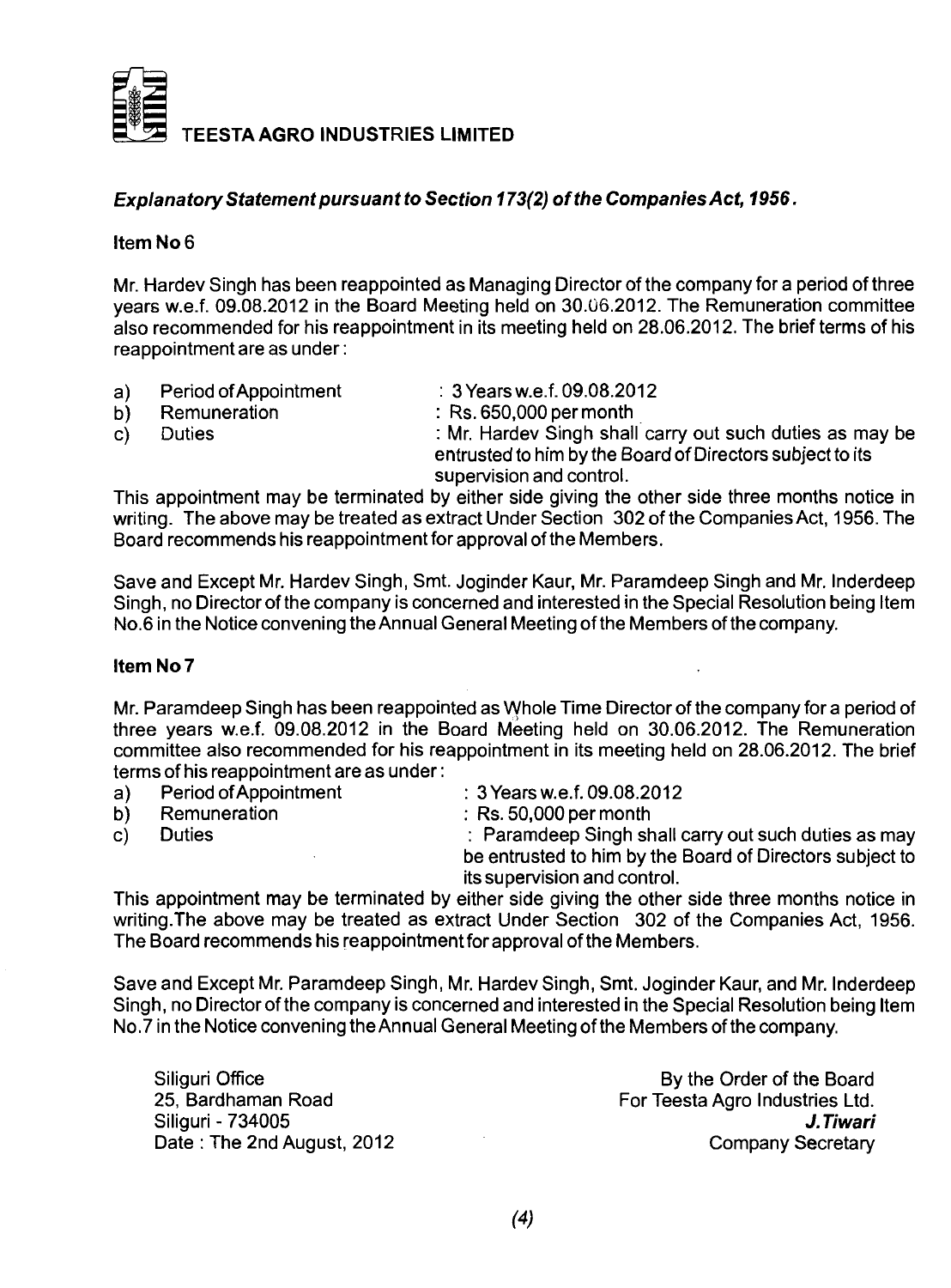**TEESTA AGRO INDUSTRIES LIMITED**

***Explanatory Statement pursuant to Section 173(2) of the Companies Act, 1956.***

**Item No 6**

Mr. Hardev Singh has been reappointed as Managing Director of the company for a period of three years w.e.f. 09.08.2012 in the Board Meeting held on 30.06.2012. The Remuneration committee also recommended for his reappointment in its meeting held on 28.06.2012. The brief terms of his reappointment are as under :

a) Period of Appointment : 3 Years w.e.f. 09.08.2012

b) Remuneration : Rs. 650,000 per month

c) Duties : Mr. Hardev Singh shall carry out such duties as may be entrusted to him by the Board of Directors subject to its supervision and control.

This appointment may be terminated by either side giving the other side three months notice in writing. The above may be treated as extract Under Section 302 of the Companies Act, 1956. The Board recommends his reappointment for approval of the Members.

Save and Except Mr. Hardev Singh, Smt. Joginder Kaur, Mr. Paramdeep Singh and Mr. Inderdeep Singh, no Director of the company is concerned and interested in the Special Resolution being Item No.6 in the Notice convening the Annual General Meeting of the Members of the company.

**Item No 7**

Mr. Paramdeep Singh has been reappointed as Whole Time Director of the company for a period of three years w.e.f. 09.08.2012 in the Board Meeting held on 30.06.2012. The Remuneration committee also recommended for his reappointment in its meeting held on 28.06.2012. The brief terms of his reappointment are as under :

a) Period of Appointment : 3 Years w.e.f. 09.08.2012

b) Remuneration : Rs. 50,000 per month

c) Duties : Paramdeep Singh shall carry out such duties as may be entrusted to him by the Board of Directors subject to its supervision and control.

This appointment may be terminated by either side giving the other side three months notice in writing.The above may be treated as extract Under Section 302 of the Companies Act, 1956. The Board recommends his reappointment for approval of the Members.

Save and Except Mr. Paramdeep Singh, Mr. Hardev Singh, Smt. Joginder Kaur, and Mr. Inderdeep Singh, no Director of the company is concerned and interested in the Special Resolution being Item No.7 in the Notice convening the Annual General Meeting of the Members of the company.

Siliguri Office
25, Bardhaman Road
Siliguri - 734005
Date : The 2nd August, 2012

By the Order of the Board
For Teesta Agro Industries Ltd.
***J.Tiwari***
Company Secretary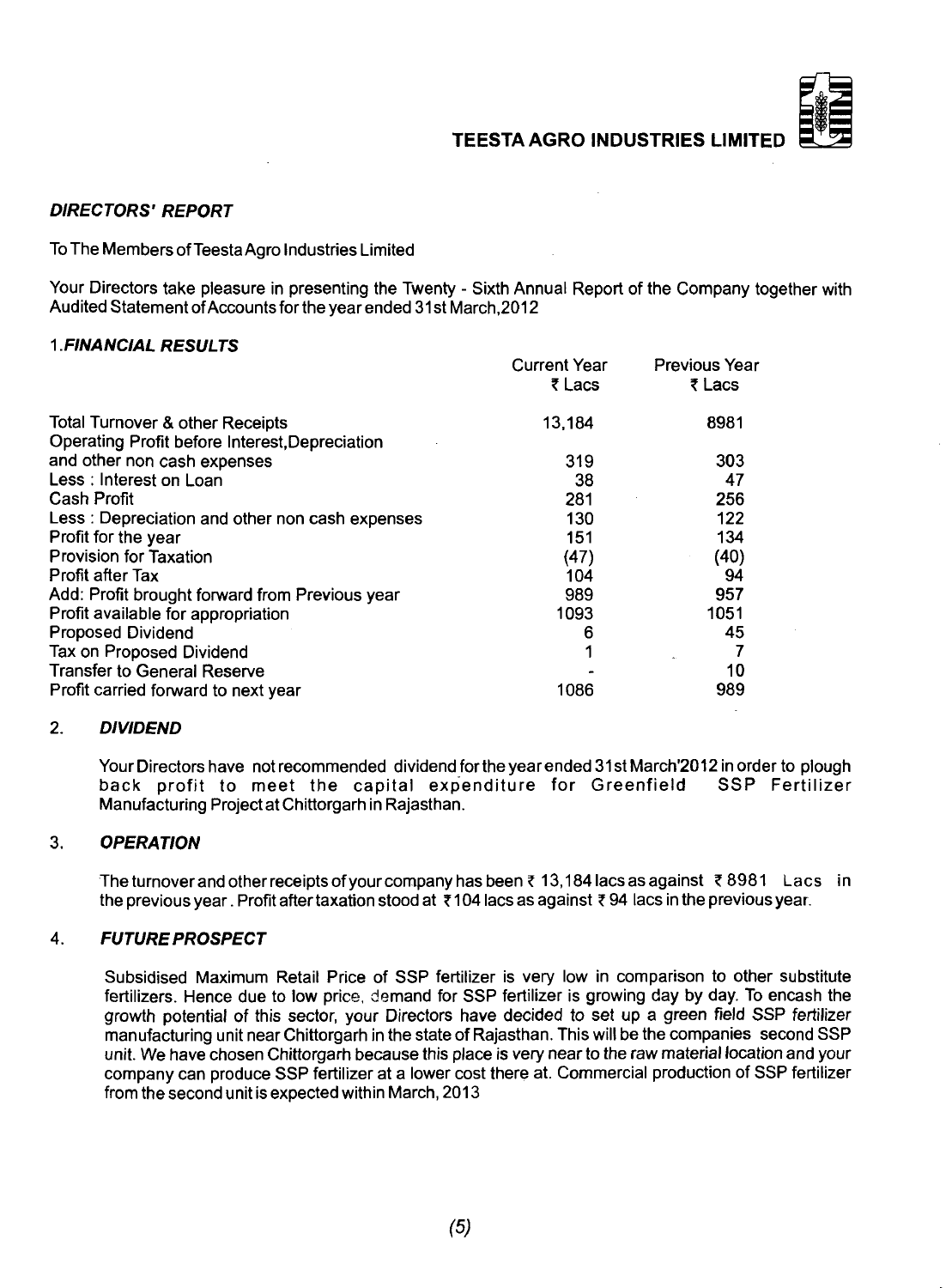## DIRECTORS' REPORT

To The Members of Teesta Agro Industries Limited

Your Directors take pleasure in presenting the Twenty - Sixth Annual Report of the Company together with Audited Statement of Accounts for the year ended 31st March,2012

### 1. FINANCIAL RESULTS

| | Current Year ₹ Lacs | Previous Year ₹ Lacs |
|---|---|---|
| Total Turnover & other Receipts | 13,184 | 8981 |
| Operating Profit before Interest,Depreciation and other non cash expenses | 319 | 303 |
| Less : Interest on Loan | 38 | 47 |
| Cash Profit | 281 | 256 |
| Less : Depreciation and other non cash expenses | 130 | 122 |
| Profit for the year | 151 | 134 |
| Provision for Taxation | (47) | (40) |
| Profit after Tax | 104 | 94 |
| Add: Profit brought forward from Previous year | 989 | 957 |
| Profit available for appropriation | 1093 | 1051 |
| Proposed Dividend | 6 | 45 |
| Tax on Proposed Dividend | 1 | 7 |
| Transfer to General Reserve | - | 10 |
| Profit carried forward to next year | 1086 | 989 |

### 2. DIVIDEND

Your Directors have not recommended dividend for the year ended 31st March'2012 in order to plough back profit to meet the capital expenditure for Greenfield SSP Fertilizer Manufacturing Project at Chittorgarh in Rajasthan.

### 3. OPERATION

The turnover and other receipts of your company has been ₹ 13,184 lacs as against ₹ 8981 Lacs in the previous year. Profit after taxation stood at ₹ 104 lacs as against ₹ 94 lacs in the previous year.

### 4. FUTURE PROSPECT

Subsidised Maximum Retail Price of SSP fertilizer is very low in comparison to other substitute fertilizers. Hence due to low price, demand for SSP fertilizer is growing day by day. To encash the growth potential of this sector, your Directors have decided to set up a green field SSP fertilizer manufacturing unit near Chittorgarh in the state of Rajasthan. This will be the companies second SSP unit. We have chosen Chittorgarh because this place is very near to the raw material location and your company can produce SSP fertilizer at a lower cost there at. Commercial production of SSP fertilizer from the second unit is expected within March, 2013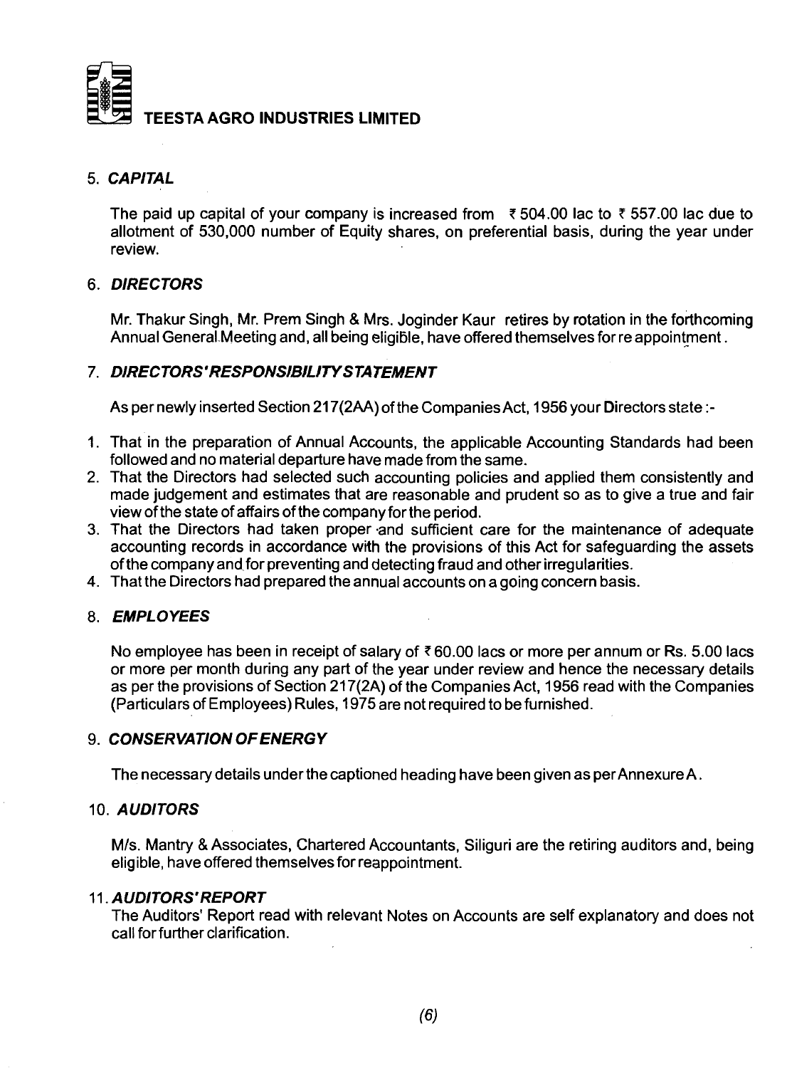**TEESTA AGRO INDUSTRIES LIMITED**

### 5. *CAPITAL*

The paid up capital of your company is increased from ₹ 504.00 lac to ₹ 557.00 lac due to allotment of 530,000 number of Equity shares, on preferential basis, during the year under review.

### 6. *DIRECTORS*

Mr. Thakur Singh, Mr. Prem Singh & Mrs. Joginder Kaur retires by rotation in the forthcoming Annual General Meeting and, all being eligible, have offered themselves for re appointment.

### 7. *DIRECTORS' RESPONSIBILITY STATEMENT*

As per newly inserted Section 217(2AA) of the Companies Act, 1956 your Directors state :-

1. That in the preparation of Annual Accounts, the applicable Accounting Standards had been followed and no material departure have made from the same.
2. That the Directors had selected such accounting policies and applied them consistently and made judgement and estimates that are reasonable and prudent so as to give a true and fair view of the state of affairs of the company for the period.
3. That the Directors had taken proper and sufficient care for the maintenance of adequate accounting records in accordance with the provisions of this Act for safeguarding the assets of the company and for preventing and detecting fraud and other irregularities.
4. That the Directors had prepared the annual accounts on a going concern basis.

### 8. *EMPLOYEES*

No employee has been in receipt of salary of ₹ 60.00 lacs or more per annum or Rs. 5.00 lacs or more per month during any part of the year under review and hence the necessary details as per the provisions of Section 217(2A) of the Companies Act, 1956 read with the Companies (Particulars of Employees) Rules, 1975 are not required to be furnished.

### 9. *CONSERVATION OF ENERGY*

The necessary details under the captioned heading have been given as per Annexure A.

### 10. *AUDITORS*

M/s. Mantry & Associates, Chartered Accountants, Siliguri are the retiring auditors and, being eligible, have offered themselves for reappointment.

### 11. *AUDITORS' REPORT*

The Auditors' Report read with relevant Notes on Accounts are self explanatory and does not call for further clarification.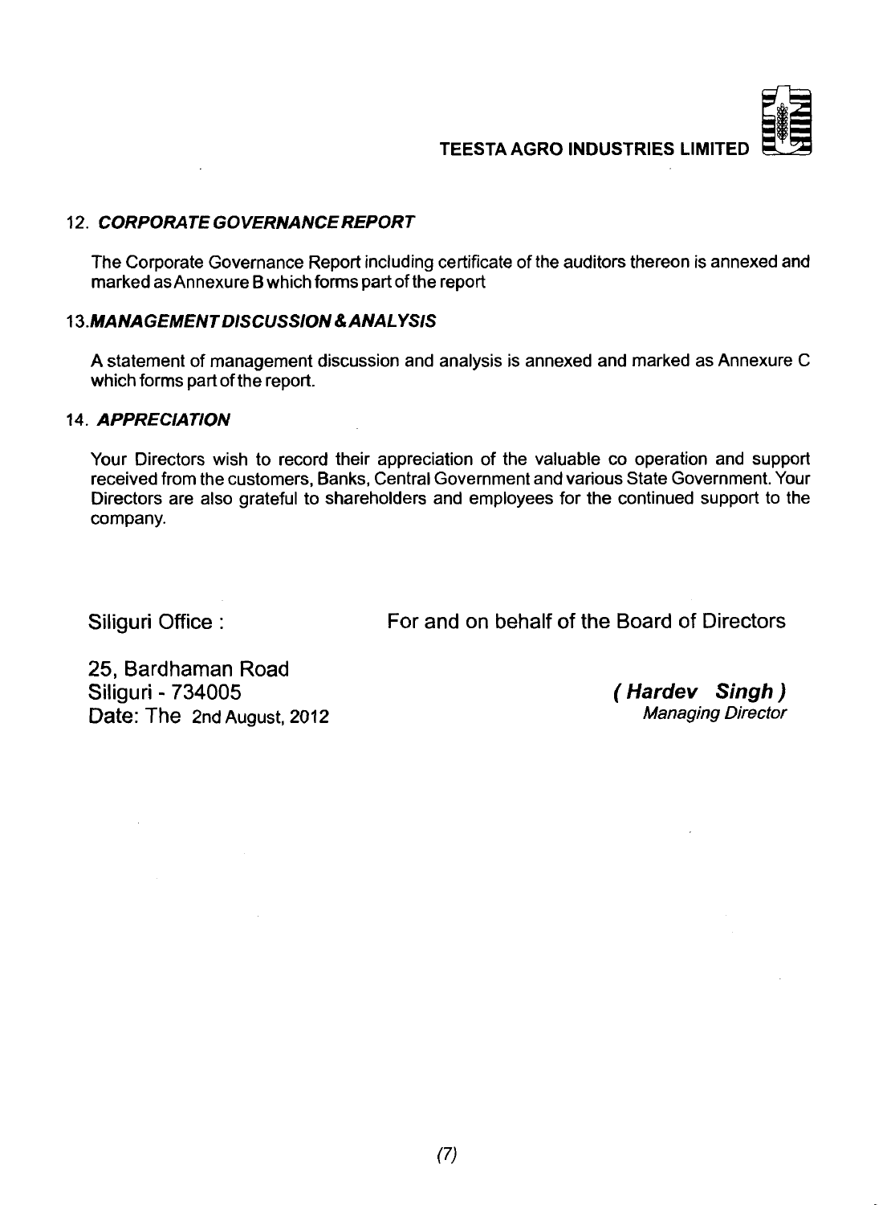### 12. *CORPORATE GOVERNANCE REPORT*

The Corporate Governance Report including certificate of the auditors thereon is annexed and marked as Annexure B which forms part of the report

### 13. *MANAGEMENT DISCUSSION & ANALYSIS*

A statement of management discussion and analysis is annexed and marked as Annexure C which forms part of the report.

### 14. *APPRECIATION*

Your Directors wish to record their appreciation of the valuable co operation and support received from the customers, Banks, Central Government and various State Government. Your Directors are also grateful to shareholders and employees for the continued support to the company.

Siliguri Office :

25, Bardhaman Road
Siliguri - 734005
Date: The 2nd August, 2012

For and on behalf of the Board of Directors

***( Hardev Singh )***
*Managing Director*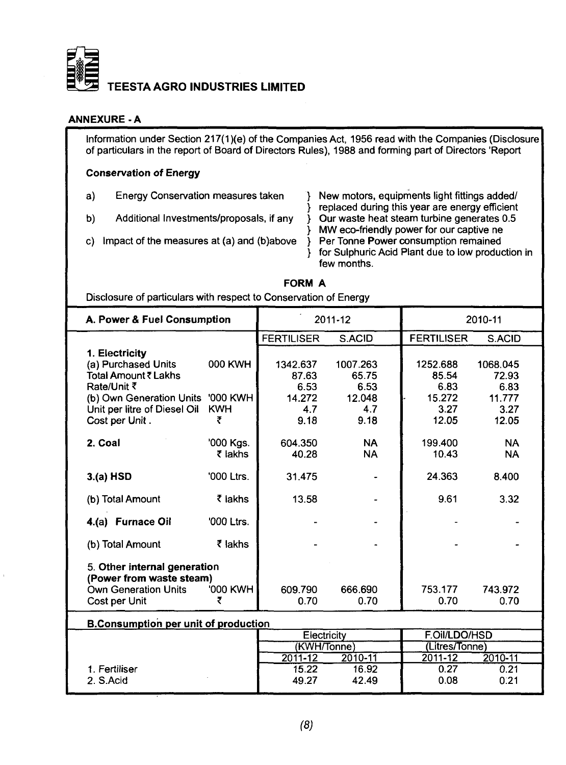# TEESTA AGRO INDUSTRIES LIMITED

## ANNEXURE - A

Information under Section 217(1)(e) of the Companies Act, 1956 read with the Companies (Disclosure of particulars in the report of Board of Directors Rules), 1988 and forming part of Directors 'Report

**Conservation of Energy**

| | | |
|---|---|---|
| a) | Energy Conservation measures taken | } New motors, equipments light fittings added/ } replaced during this year are energy efficient |
| b) | Additional Investments/proposals, if any | } Our waste heat steam turbine generates 0.5 } MW eco-friendly power for our captive ne |
| c) | Impact of the measures at (a) and (b)above | } Per Tonne Power consumption remained } for Sulphuric Acid Plant due to low production in few months. |

**FORM A**

Disclosure of particulars with respect to Conservation of Energy

| A. Power & Fuel Consumption | | 2011-12 | | 2010-11 | |
|---|---|---|---|---|---|
| | | FERTILISER | S.ACID | FERTILISER | S.ACID |
| **1. Electricity** | | | | | |
| (a) Purchased Units | 000 KWH | 1342.637 | 1007.263 | 1252.688 | 1068.045 |
| Total Amount ₹ Lakhs | | 87.63 | 65.75 | 85.54 | 72.93 |
| Rate/Unit ₹ | | 6.53 | 6.53 | 6.83 | 6.83 |
| (b) Own Generation Units | '000 KWH | 14.272 | 12.048 | 15.272 | 11.777 |
| Unit per litre of Diesel Oil | KWH | 4.7 | 4.7 | 3.27 | 3.27 |
| Cost per Unit . | ₹ | 9.18 | 9.18 | 12.05 | 12.05 |
| **2. Coal** | '000 Kgs. | 604.350 | NA | 199.400 | NA |
| | ₹ lakhs | 40.28 | NA | 10.43 | NA |
| **3.(a) HSD** | '000 Ltrs. | 31.475 | - | 24.363 | 8.400 |
| (b) Total Amount | ₹ lakhs | 13.58 | - | 9.61 | 3.32 |
| **4.(a) Furnace Oil** | '000 Ltrs. | - | - | - | - |
| (b) Total Amount | ₹ lakhs | - | - | - | - |
| 5. **Other internal generation (Power from waste steam)** | | | | | |
| Own Generation Units | '000 KWH | 609.790 | 666.690 | 753.177 | 743.972 |
| Cost per Unit | ₹ | 0.70 | 0.70 | 0.70 | 0.70 |

**B.Consumption per unit of production**

| | Electricity (KWH/Tonne) | | F.Oil/LDO/HSD (Litres/Tonne) | |
|---|---|---|---|---|
| | 2011-12 | 2010-11 | 2011-12 | 2010-11 |
| 1. Fertiliser | 15.22 | 16.92 | 0.27 | 0.21 |
| 2. S.Acid | 49.27 | 42.49 | 0.08 | 0.21 |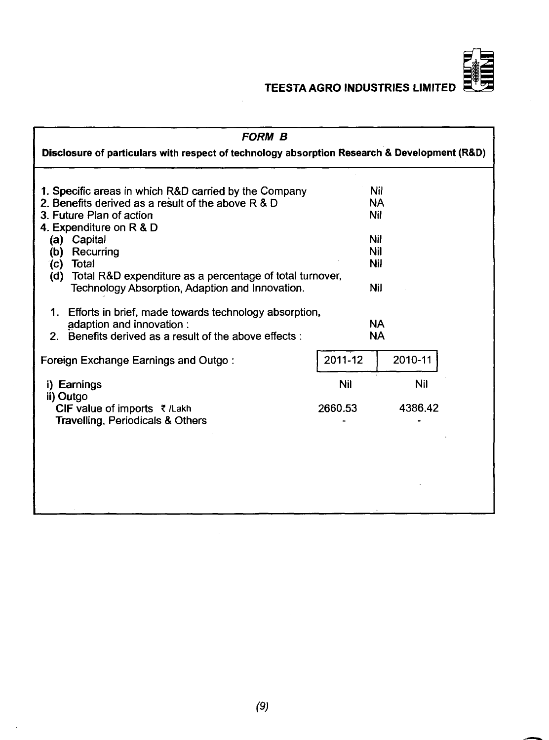## *FORM B*

**Disclosure of particulars with respect of technology absorption Research & Development (R&D)**

| | |
|---|---|
| 1. Specific areas in which R&D carried by the Company | Nil |
| 2. Benefits derived as a result of the above R & D | NA |
| 3. Future Plan of action | Nil |
| 4. Expenditure on R & D | |
| (a) Capital | Nil |
| (b) Recurring | Nil |
| (c) Total | Nil |
| (d) Total R&D expenditure as a percentage of total turnover, Technology Absorption, Adaption and Innovation. | Nil |
| 1. Efforts in brief, made towards technology absorption, adaption and innovation : | NA |
| 2. Benefits derived as a result of the above effects : | NA |

| Foreign Exchange Earnings and Outgo : | 2011-12 | 2010-11 |
|---|---|---|
| i) Earnings | Nil | Nil |
| ii) Outgo | | |
| CIF value of imports ₹ /Lakh | 2660.53 | 4386.42 |
| Travelling, Periodicals & Others | - | - |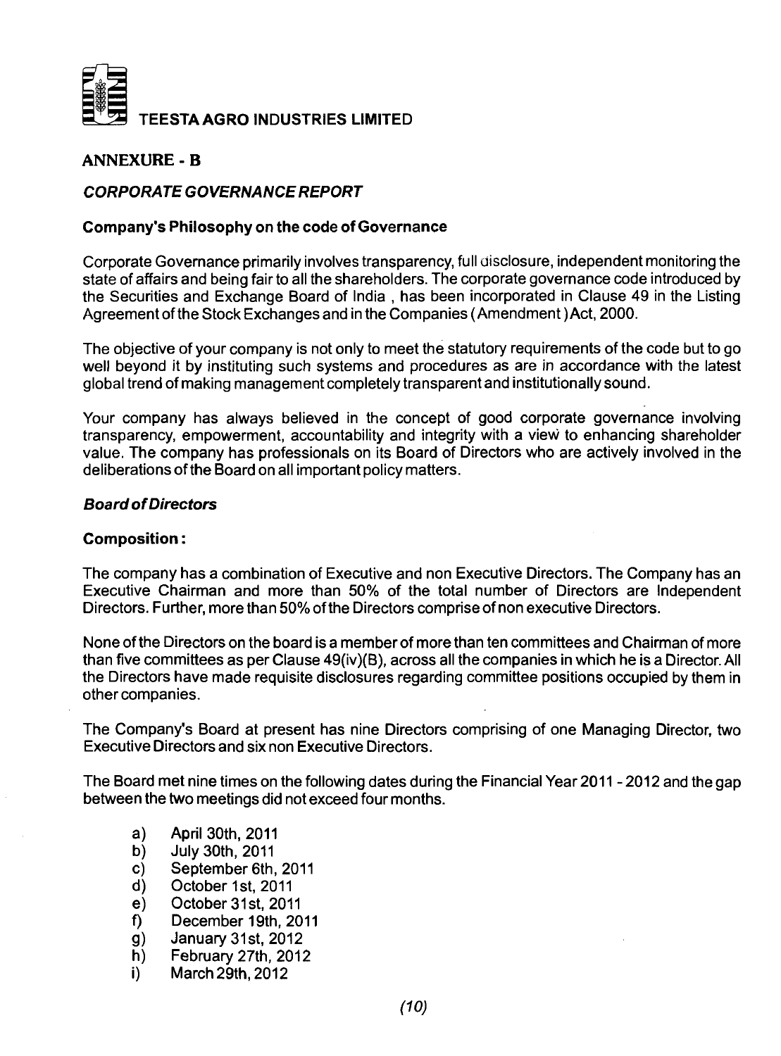**TEESTA AGRO INDUSTRIES LIMITED**

## ANNEXURE - B

### *CORPORATE GOVERNANCE REPORT*

### Company's Philosophy on the code of Governance

Corporate Governance primarily involves transparency, full disclosure, independent monitoring the state of affairs and being fair to all the shareholders. The corporate governance code introduced by the Securities and Exchange Board of India , has been incorporated in Clause 49 in the Listing Agreement of the Stock Exchanges and in the Companies (Amendment )Act, 2000.

The objective of your company is not only to meet the statutory requirements of the code but to go well beyond it by instituting such systems and procedures as are in accordance with the latest global trend of making management completely transparent and institutionally sound.

Your company has always believed in the concept of good corporate governance involving transparency, empowerment, accountability and integrity with a view to enhancing shareholder value. The company has professionals on its Board of Directors who are actively involved in the deliberations of the Board on all important policy matters.

### *Board of Directors*

### Composition :

The company has a combination of Executive and non Executive Directors. The Company has an Executive Chairman and more than 50% of the total number of Directors are Independent Directors. Further, more than 50% of the Directors comprise of non executive Directors.

None of the Directors on the board is a member of more than ten committees and Chairman of more than five committees as per Clause 49(iv)(B), across all the companies in which he is a Director. All the Directors have made requisite disclosures regarding committee positions occupied by them in other companies.

The Company's Board at present has nine Directors comprising of one Managing Director, two Executive Directors and six non Executive Directors.

The Board met nine times on the following dates during the Financial Year 2011 - 2012 and the gap between the two meetings did not exceed four months.

a) April 30th, 2011
b) July 30th, 2011
c) September 6th, 2011
d) October 1st, 2011
e) October 31st, 2011
f) December 19th, 2011
g) January 31st, 2012
h) February 27th, 2012
i) March 29th, 2012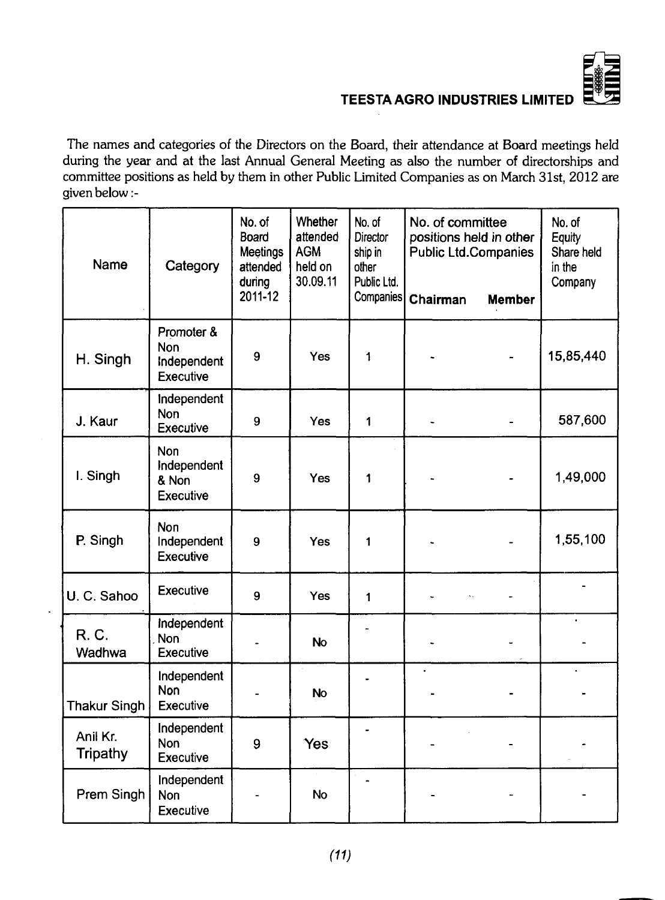The names and categories of the Directors on the Board, their attendance at Board meetings held during the year and at the last Annual General Meeting as also the number of directorships and committee positions as held by them in other Public Limited Companies as on March 31st, 2012 are given below :-

| Name | Category | No. of Board Meetings attended during 2011-12 | Whether attended AGM held on 30.09.11 | No. of Director ship in other Public Ltd. Companies | No. of committee positions held in other Public Ltd.Companies | | No. of Equity Share held in the Company |
|---|---|---|---|---|---|---|---|
| | | | | | Chairman | Member | |
| H. Singh | Promoter & Non Independent Executive | 9 | Yes | 1 | - | - | 15,85,440 |
| J. Kaur | Independent Non Executive | 9 | Yes | 1 | - | - | 587,600 |
| I. Singh | Non Independent & Non Executive | 9 | Yes | 1 | - | - | 1,49,000 |
| P. Singh | Non Independent Executive | 9 | Yes | 1 | - | - | 1,55,100 |
| U. C. Sahoo | Executive | 9 | Yes | 1 | - | - | - |
| R. C. Wadhwa | Independent Non Executive | - | No | - | - | - | - |
| Thakur Singh | Independent Non Executive | - | No | - | - | - | - |
| Anil Kr. Tripathy | Independent Non Executive | 9 | Yes | - | - | - | - |
| Prem Singh | Independent Non Executive | - | No | - | - | - | - |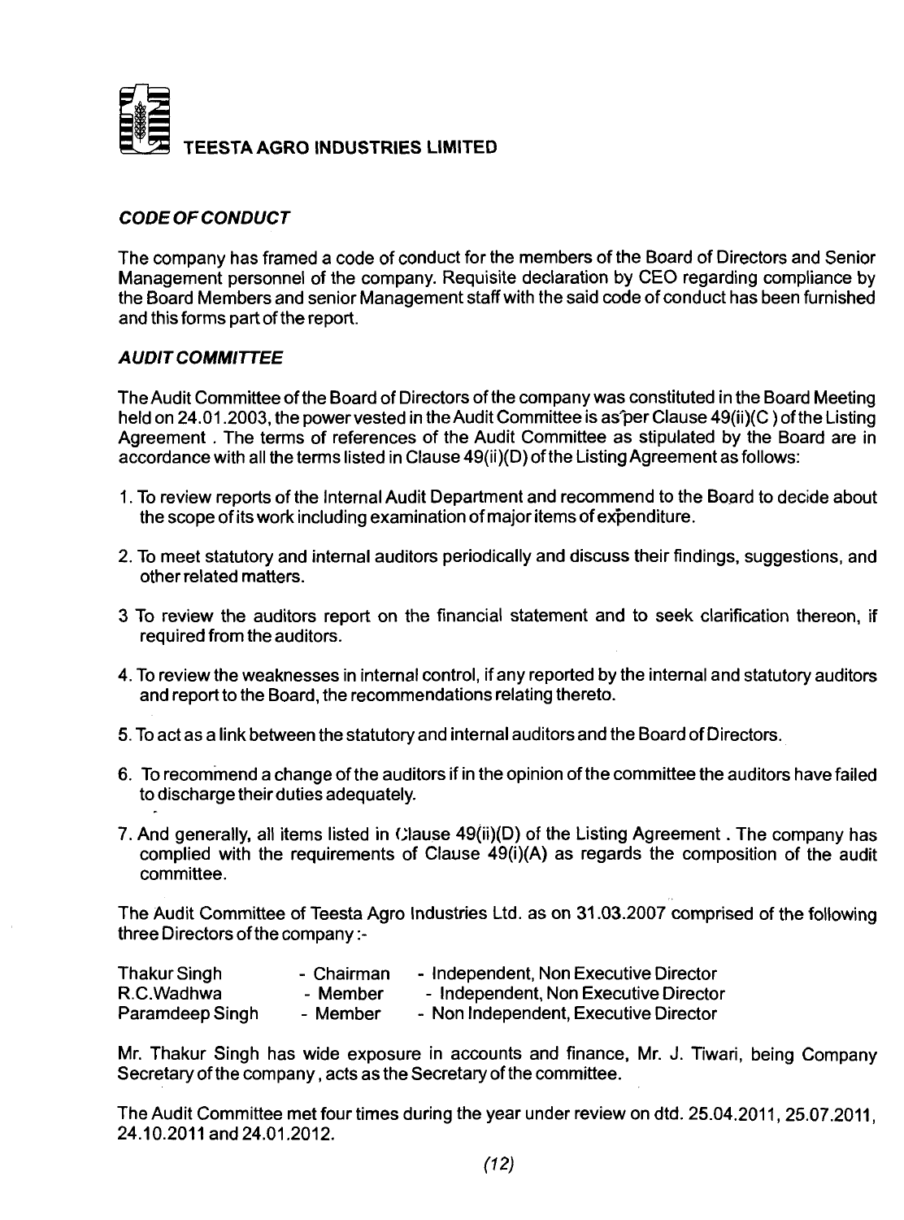# TEESTA AGRO INDUSTRIES LIMITED

### *CODE OF CONDUCT*

The company has framed a code of conduct for the members of the Board of Directors and Senior Management personnel of the company. Requisite declaration by CEO regarding compliance by the Board Members and senior Management staff with the said code of conduct has been furnished and this forms part of the report.

### *AUDIT COMMITTEE*

The Audit Committee of the Board of Directors of the company was constituted in the Board Meeting held on 24.01.2003, the power vested in the Audit Committee is as per Clause 49(ii)(C ) of the Listing Agreement . The terms of references of the Audit Committee as stipulated by the Board are in accordance with all the terms listed in Clause 49(ii)(D) of the Listing Agreement as follows:

1. To review reports of the Internal Audit Department and recommend to the Board to decide about the scope of its work including examination of major items of expenditure.

2. To meet statutory and internal auditors periodically and discuss their findings, suggestions, and other related matters.

3 To review the auditors report on the financial statement and to seek clarification thereon, if required from the auditors.

4. To review the weaknesses in internal control, if any reported by the internal and statutory auditors and report to the Board, the recommendations relating thereto.

5. To act as a link between the statutory and internal auditors and the Board of Directors.

6. To recommend a change of the auditors if in the opinion of the committee the auditors have failed to discharge their duties adequately.

7. And generally, all items listed in Clause 49(ii)(D) of the Listing Agreement . The company has complied with the requirements of Clause 49(i)(A) as regards the composition of the audit committee.

The Audit Committee of Teesta Agro Industries Ltd. as on 31.03.2007 comprised of the following three Directors of the company :-

| | | |
|---|---|---|
| Thakur Singh | - Chairman | - Independent, Non Executive Director |
| R.C.Wadhwa | - Member | - Independent, Non Executive Director |
| Paramdeep Singh | - Member | - Non Independent, Executive Director |

Mr. Thakur Singh has wide exposure in accounts and finance, Mr. J. Tiwari, being Company Secretary of the company , acts as the Secretary of the committee.

The Audit Committee met four times during the year under review on dtd. 25.04.2011, 25.07.2011, 24.10.2011 and 24.01.2012.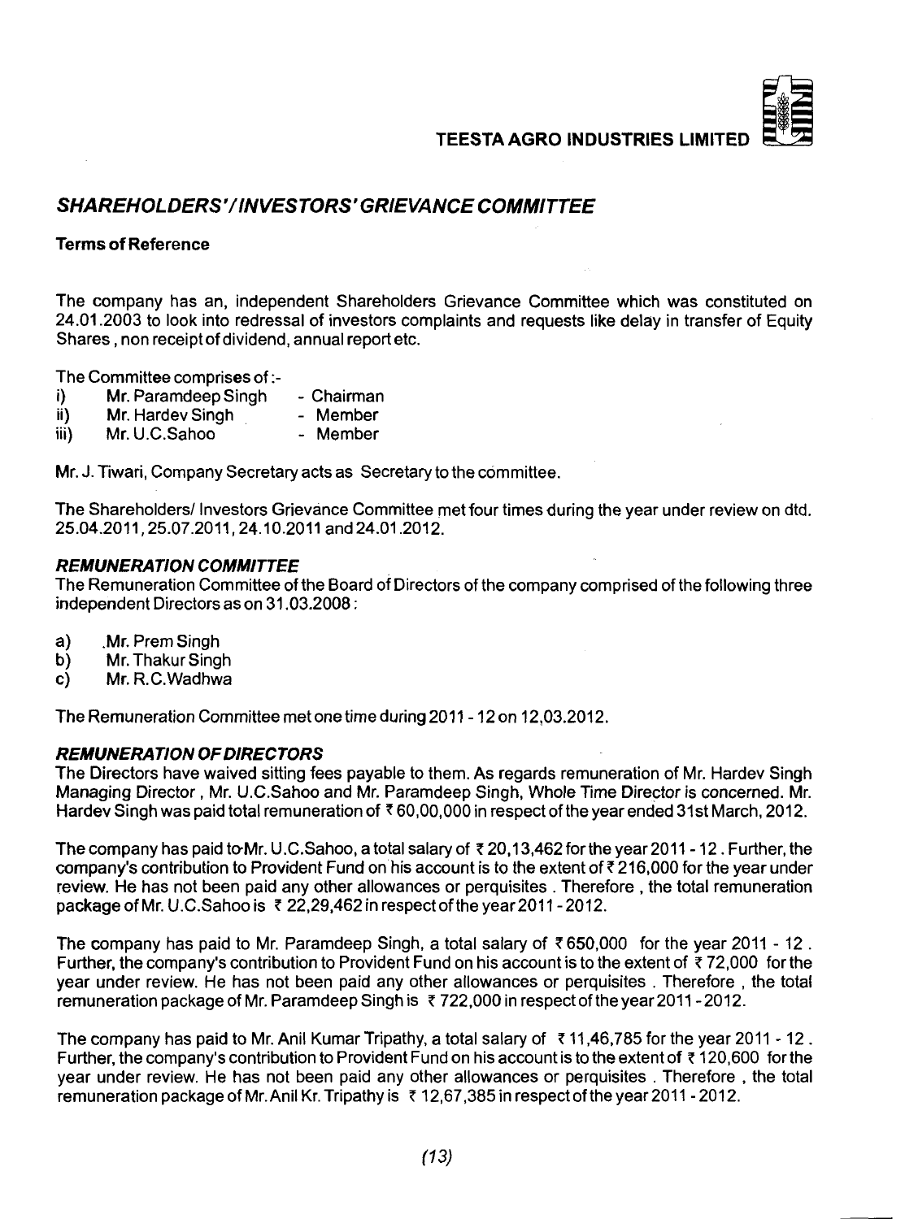## *SHAREHOLDERS'/INVESTORS' GRIEVANCE COMMITTEE*

**Terms of Reference**

The company has an, independent Shareholders Grievance Committee which was constituted on 24.01.2003 to look into redressal of investors complaints and requests like delay in transfer of Equity Shares , non receipt of dividend, annual report etc.

The Committee comprises of :-

i) Mr. Paramdeep Singh - Chairman
ii) Mr. Hardev Singh - Member
iii) Mr. U.C.Sahoo - Member

Mr. J. Tiwari, Company Secretary acts as Secretary to the committee.

The Shareholders/ Investors Grievance Committee met four times during the year under review on dtd. 25.04.2011, 25.07.2011, 24.10.2011 and 24.01.2012.

### *REMUNERATION COMMITTEE*

The Remuneration Committee of the Board of Directors of the company comprised of the following three independent Directors as on 31.03.2008 :

a) Mr. Prem Singh
b) Mr. Thakur Singh
c) Mr. R.C.Wadhwa

The Remuneration Committee met one time during 2011 - 12 on 12,03.2012.

### *REMUNERATION OF DIRECTORS*

The Directors have waived sitting fees payable to them. As regards remuneration of Mr. Hardev Singh Managing Director , Mr. U.C.Sahoo and Mr. Paramdeep Singh, Whole Time Director is concerned. Mr. Hardev Singh was paid total remuneration of ₹ 60,00,000 in respect of the year ended 31st March, 2012.

The company has paid to Mr. U.C.Sahoo, a total salary of ₹ 20,13,462 for the year 2011 - 12 . Further, the company's contribution to Provident Fund on his account is to the extent of ₹ 216,000 for the year under review. He has not been paid any other allowances or perquisites . Therefore , the total remuneration package of Mr. U.C.Sahoo is ₹ 22,29,462 in respect of the year 2011 - 2012.

The company has paid to Mr. Paramdeep Singh, a total salary of ₹ 650,000 for the year 2011 - 12 . Further, the company's contribution to Provident Fund on his account is to the extent of ₹ 72,000 for the year under review. He has not been paid any other allowances or perquisites . Therefore , the total remuneration package of Mr. Paramdeep Singh is ₹ 722,000 in respect of the year 2011 - 2012.

The company has paid to Mr. Anil Kumar Tripathy, a total salary of ₹ 11,46,785 for the year 2011 - 12 . Further, the company's contribution to Provident Fund on his account is to the extent of ₹ 120,600 for the year under review. He has not been paid any other allowances or perquisites . Therefore , the total remuneration package of Mr. Anil Kr. Tripathy is ₹ 12,67,385 in respect of the year 2011 - 2012.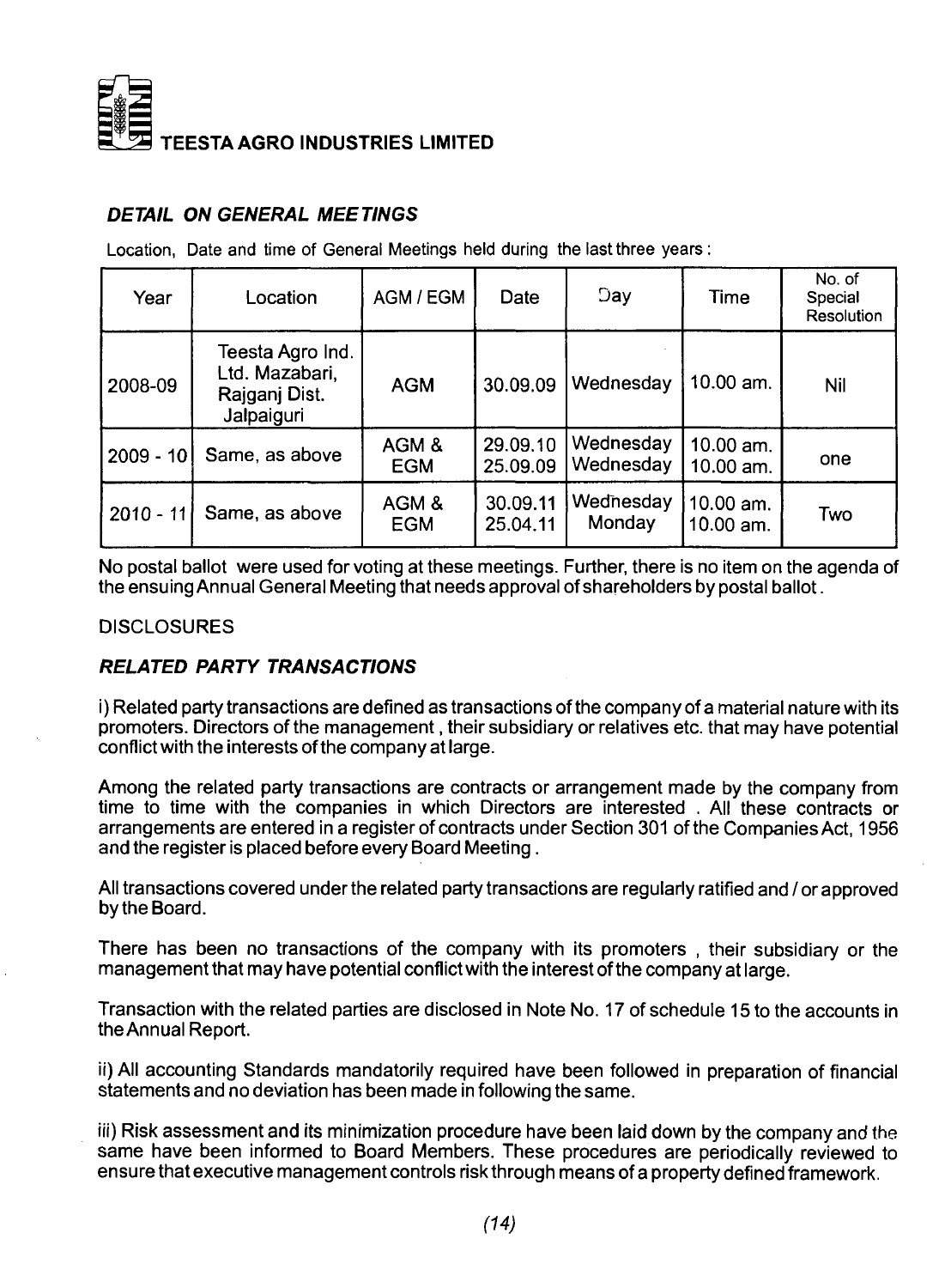## TEESTA AGRO INDUSTRIES LIMITED

### *DETAIL ON GENERAL MEETINGS*

Location, Date and time of General Meetings held during the last three years :

| Year | Location | AGM / EGM | Date | Day | Time | No. of Special Resolution |
|---|---|---|---|---|---|---|
| 2008-09 | Teesta Agro Ind. Ltd. Mazabari, Rajganj Dist. Jalpaiguri | AGM | 30.09.09 | Wednesday | 10.00 am. | Nil |
| 2009 - 10 | Same, as above | AGM & EGM | 29.09.10 25.09.09 | Wednesday Wednesday | 10.00 am. 10.00 am. | one |
| 2010 - 11 | Same, as above | AGM & EGM | 30.09.11 25.04.11 | Wednesday Monday | 10.00 am. 10.00 am. | Two |

No postal ballot were used for voting at these meetings. Further, there is no item on the agenda of the ensuing Annual General Meeting that needs approval of shareholders by postal ballot.

DISCLOSURES

### *RELATED PARTY TRANSACTIONS*

i) Related party transactions are defined as transactions of the company of a material nature with its promoters. Directors of the management , their subsidiary or relatives etc. that may have potential conflict with the interests of the company at large.

Among the related party transactions are contracts or arrangement made by the company from time to time with the companies in which Directors are interested . All these contracts or arrangements are entered in a register of contracts under Section 301 of the Companies Act, 1956 and the register is placed before every Board Meeting .

All transactions covered under the related party transactions are regularly ratified and / or approved by the Board.

There has been no transactions of the company with its promoters , their subsidiary or the management that may have potential conflict with the interest of the company at large.

Transaction with the related parties are disclosed in Note No. 17 of schedule 15 to the accounts in the Annual Report.

ii) All accounting Standards mandatorily required have been followed in preparation of financial statements and no deviation has been made in following the same.

iii) Risk assessment and its minimization procedure have been laid down by the company and the same have been informed to Board Members. These procedures are periodically reviewed to ensure that executive management controls risk through means of a property defined framework.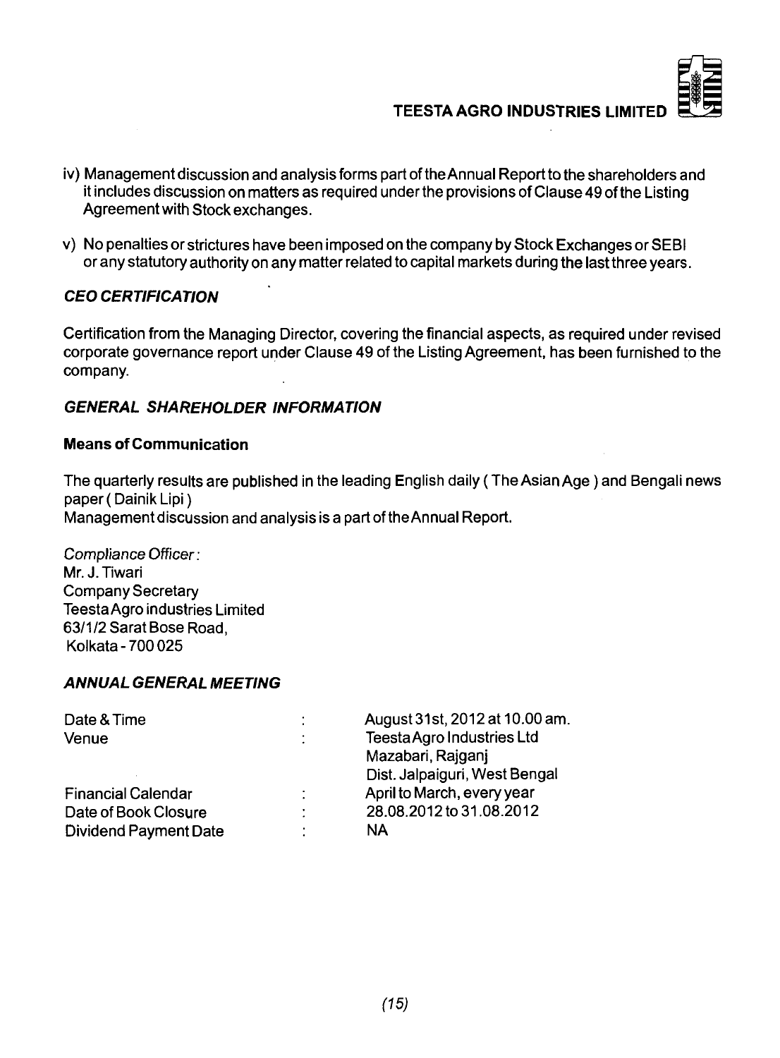iv) Management discussion and analysis forms part of the Annual Report to the shareholders and it includes discussion on matters as required under the provisions of Clause 49 of the Listing Agreement with Stock exchanges.

v) No penalties or strictures have been imposed on the company by Stock Exchanges or SEBI or any statutory authority on any matter related to capital markets during the last three years.

### *CEO CERTIFICATION*

Certification from the Managing Director, covering the financial aspects, as required under revised corporate governance report under Clause 49 of the Listing Agreement, has been furnished to the company.

### *GENERAL SHAREHOLDER INFORMATION*

**Means of Communication**

The quarterly results are published in the leading English daily ( The Asian Age ) and Bengali news paper ( Dainik Lipi )
Management discussion and analysis is a part of the Annual Report.

*Compliance Officer :*
Mr. J. Tiwari
Company Secretary
Teesta Agro industries Limited
63/1/2 Sarat Bose Road,
Kolkata - 700 025

### *ANNUAL GENERAL MEETING*

| | | |
|---|---|---|
| Date & Time | : | August 31st, 2012 at 10.00 am. |
| Venue | : | Teesta Agro Industries Ltd<br>Mazabari, Rajganj<br>Dist. Jalpaiguri, West Bengal |
| Financial Calendar | : | April to March, every year |
| Date of Book Closure | : | 28.08.2012 to 31.08.2012 |
| Dividend Payment Date | : | NA |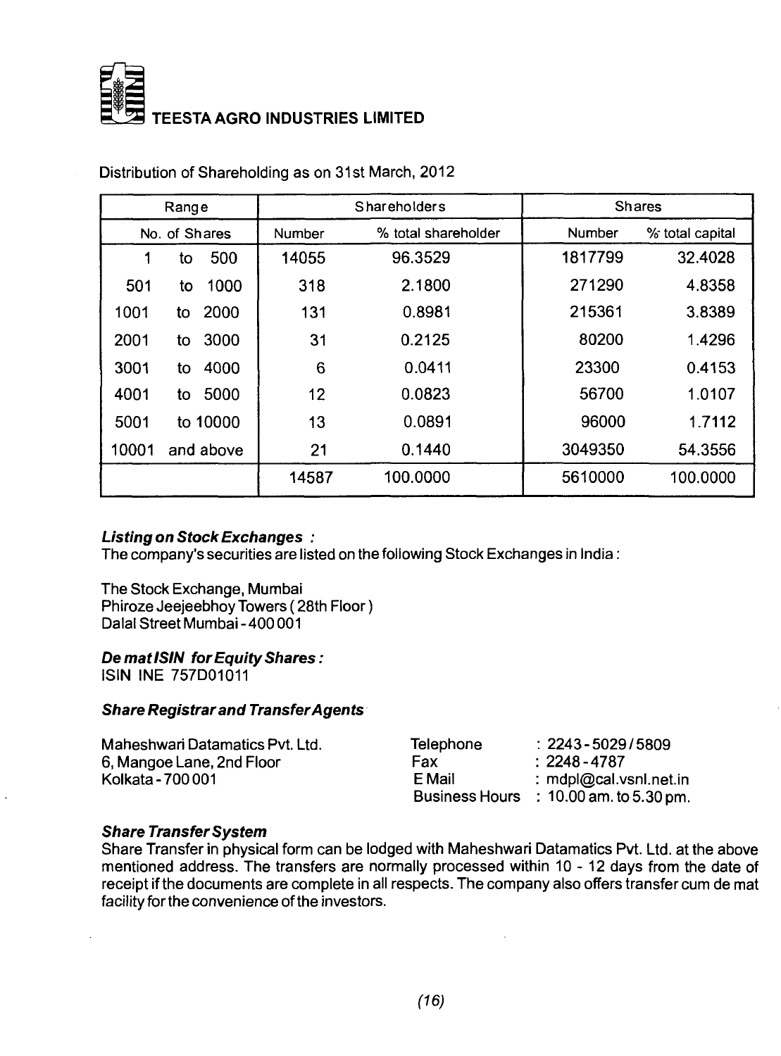**TEESTA AGRO INDUSTRIES LIMITED**

Distribution of Shareholding as on 31st March, 2012

| Range | Shareholders | | Shares | |
|---|---|---|---|---|
| No. of Shares | Number | % total shareholder | Number | % total capital |
| 1 to 500 | 14055 | 96.3529 | 1817799 | 32.4028 |
| 501 to 1000 | 318 | 2.1800 | 271290 | 4.8358 |
| 1001 to 2000 | 131 | 0.8981 | 215361 | 3.8389 |
| 2001 to 3000 | 31 | 0.2125 | 80200 | 1.4296 |
| 3001 to 4000 | 6 | 0.0411 | 23300 | 0.4153 |
| 4001 to 5000 | 12 | 0.0823 | 56700 | 1.0107 |
| 5001 to 10000 | 13 | 0.0891 | 96000 | 1.7112 |
| 10001 and above | 21 | 0.1440 | 3049350 | 54.3556 |
| | 14587 | 100.0000 | 5610000 | 100.0000 |

***Listing on Stock Exchanges :***

The company's securities are listed on the following Stock Exchanges in India :

The Stock Exchange, Mumbai
Phiroze Jeejeebhoy Towers ( 28th Floor )
Dalal Street Mumbai - 400 001

***De mat ISIN for Equity Shares :***

ISIN INE 757D01011

***Share Registrar and Transfer Agents***

Maheshwari Datamatics Pvt. Ltd.
6, Mangoe Lane, 2nd Floor
Kolkata - 700 001

Telephone : 2243 - 5029 / 5809
Fax : 2248 - 4787
E Mail : mdpl@cal.vsnl.net.in
Business Hours : 10.00 am. to 5.30 pm.

***Share Transfer System***

Share Transfer in physical form can be lodged with Maheshwari Datamatics Pvt. Ltd. at the above mentioned address. The transfers are normally processed within 10 - 12 days from the date of receipt if the documents are complete in all respects. The company also offers transfer cum de mat facility for the convenience of the investors.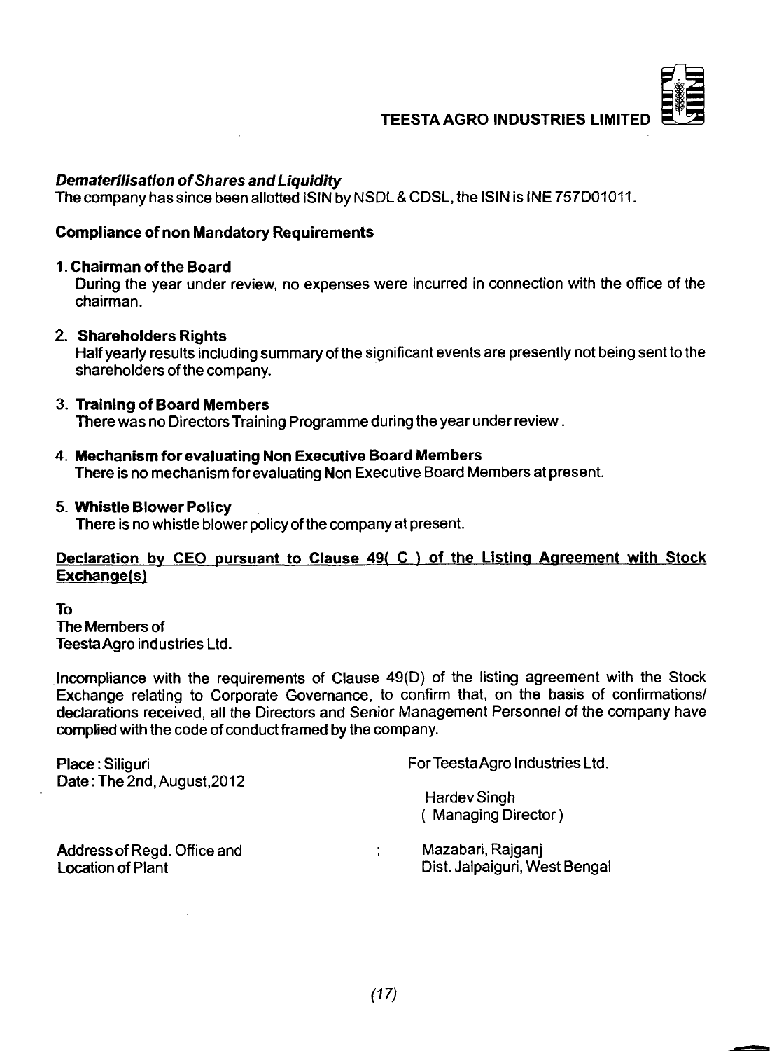***Dematerilisation of Shares and Liquidity***

The company has since been allotted ISIN by NSDL & CDSL, the ISIN is INE 757D01011.

**Compliance of non Mandatory Requirements**

1. **Chairman of the Board**

   During the year under review, no expenses were incurred in connection with the office of the chairman.

2. **Shareholders Rights**

   Half yearly results including summary of the significant events are presently not being sent to the shareholders of the company.

3. **Training of Board Members**

   There was no Directors Training Programme during the year under review.

4. **Mechanism for evaluating Non Executive Board Members**

   There is no mechanism for evaluating Non Executive Board Members at present.

5. **Whistle Blower Policy**

   There is no whistle blower policy of the company at present.

**<u>Declaration by CEO pursuant to Clause 49( C ) of the Listing Agreement with Stock Exchange(s)</u>**

To
The Members of
Teesta Agro industries Ltd.

Incompliance with the requirements of Clause 49(D) of the listing agreement with the Stock Exchange relating to Corporate Governance, to confirm that, on the basis of confirmations/ declarations received, all the Directors and Senior Management Personnel of the company have complied with the code of conduct framed by the company.

Place : Siliguri
Date : The 2nd, August, 2012

For Teesta Agro Industries Ltd.

Hardev Singh
( Managing Director )

Address of Regd. Office and Location of Plant : Mazabari, Rajganj, Dist. Jalpaiguri, West Bengal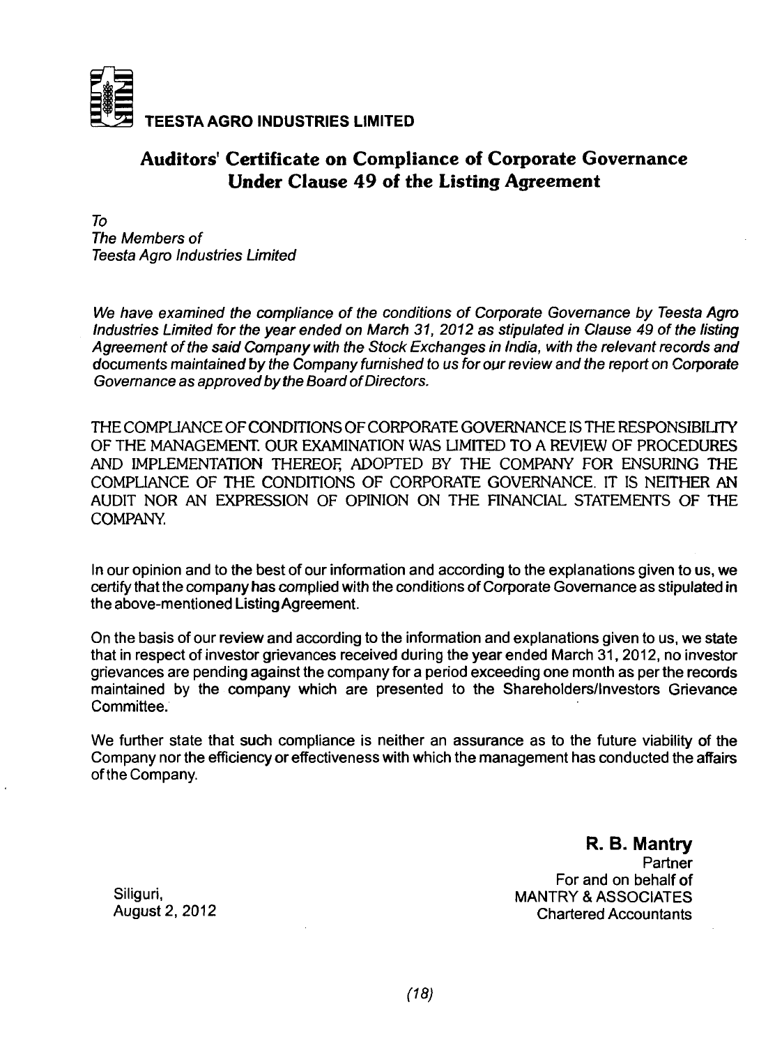**TEESTA AGRO INDUSTRIES LIMITED**

## Auditors' Certificate on Compliance of Corporate Governance Under Clause 49 of the Listing Agreement

*To*
*The Members of*
*Teesta Agro Industries Limited*

*We have examined the compliance of the conditions of Corporate Governance by Teesta Agro Industries Limited for the year ended on March 31, 2012 as stipulated in Clause 49 of the listing Agreement of the said Company with the Stock Exchanges in India, with the relevant records and documents maintained by the Company furnished to us for our review and the report on Corporate Governance as approved by the Board of Directors.*

THE COMPLIANCE OF CONDITIONS OF CORPORATE GOVERNANCE IS THE RESPONSIBILITY OF THE MANAGEMENT. OUR EXAMINATION WAS LIMITED TO A REVIEW OF PROCEDURES AND IMPLEMENTATION THEREOF, ADOPTED BY THE COMPANY FOR ENSURING THE COMPLIANCE OF THE CONDITIONS OF CORPORATE GOVERNANCE. IT IS NEITHER AN AUDIT NOR AN EXPRESSION OF OPINION ON THE FINANCIAL STATEMENTS OF THE COMPANY.

In our opinion and to the best of our information and according to the explanations given to us, we certify that the company has complied with the conditions of Corporate Governance as stipulated in the above-mentioned Listing Agreement.

On the basis of our review and according to the information and explanations given to us, we state that in respect of investor grievances received during the year ended March 31, 2012, no investor grievances are pending against the company for a period exceeding one month as per the records maintained by the company which are presented to the Shareholders/Investors Grievance Committee.

We further state that such compliance is neither an assurance as to the future viability of the Company nor the efficiency or effectiveness with which the management has conducted the affairs of the Company.

**R. B. Mantry**
Partner
For and on behalf of
MANTRY & ASSOCIATES
Chartered Accountants

Siliguri,
August 2, 2012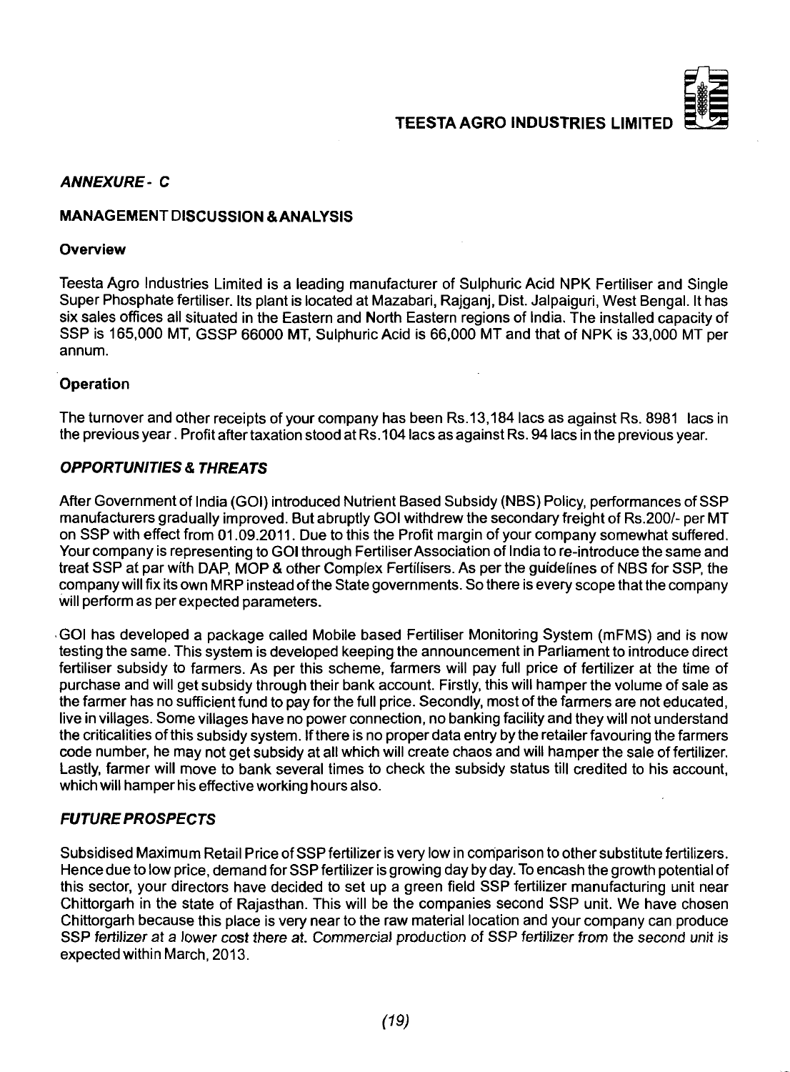### *ANNEXURE - C*

### MANAGEMENT DISCUSSION & ANALYSIS

#### Overview

Teesta Agro Industries Limited is a leading manufacturer of Sulphuric Acid NPK Fertiliser and Single Super Phosphate fertiliser. Its plant is located at Mazabari, Rajganj, Dist. Jalpaiguri, West Bengal. It has six sales offices all situated in the Eastern and North Eastern regions of India. The installed capacity of SSP is 165,000 MT, GSSP 66000 MT, Sulphuric Acid is 66,000 MT and that of NPK is 33,000 MT per annum.

#### Operation

The turnover and other receipts of your company has been Rs.13,184 lacs as against Rs. 8981 lacs in the previous year. Profit after taxation stood at Rs.104 lacs as against Rs. 94 lacs in the previous year.

#### *OPPORTUNITIES & THREATS*

After Government of India (GOI) introduced Nutrient Based Subsidy (NBS) Policy, performances of SSP manufacturers gradually improved. But abruptly GOI withdrew the secondary freight of Rs.200/- per MT on SSP with effect from 01.09.2011. Due to this the Profit margin of your company somewhat suffered. Your company is representing to GOI through Fertiliser Association of India to re-introduce the same and treat SSP at par with DAP, MOP & other Complex Fertilisers. As per the guidelines of NBS for SSP, the company will fix its own MRP instead of the State governments. So there is every scope that the company will perform as per expected parameters.

GOI has developed a package called Mobile based Fertiliser Monitoring System (mFMS) and is now testing the same. This system is developed keeping the announcement in Parliament to introduce direct fertiliser subsidy to farmers. As per this scheme, farmers will pay full price of fertilizer at the time of purchase and will get subsidy through their bank account. Firstly, this will hamper the volume of sale as the farmer has no sufficient fund to pay for the full price. Secondly, most of the farmers are not educated, live in villages. Some villages have no power connection, no banking facility and they will not understand the criticalities of this subsidy system. If there is no proper data entry by the retailer favouring the farmers code number, he may not get subsidy at all which will create chaos and will hamper the sale of fertilizer. Lastly, farmer will move to bank several times to check the subsidy status till credited to his account, which will hamper his effective working hours also.

#### *FUTURE PROSPECTS*

Subsidised Maximum Retail Price of SSP fertilizer is very low in comparison to other substitute fertilizers. Hence due to low price, demand for SSP fertilizer is growing day by day. To encash the growth potential of this sector, your directors have decided to set up a green field SSP fertilizer manufacturing unit near Chittorgarh in the state of Rajasthan. This will be the companies second SSP unit. We have chosen Chittorgarh because this place is very near to the raw material location and your company can produce SSP fertilizer at a lower cost there at. Commercial production of SSP fertilizer from the second unit is expected within March, 2013.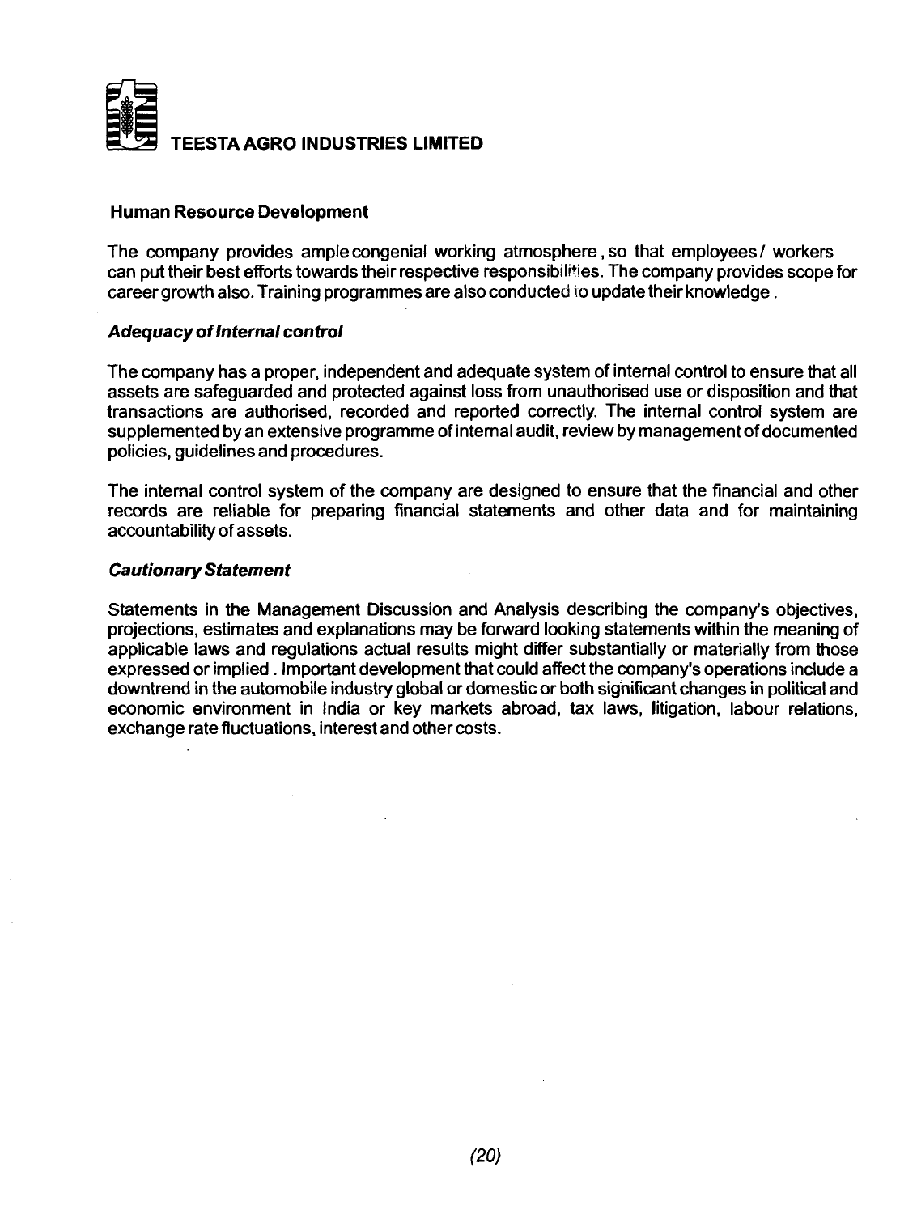### Human Resource Development

The company provides ample congenial working atmosphere , so that employees / workers can put their best efforts towards their respective responsibilities. The company provides scope for career growth also. Training programmes are also conducted to update their knowledge .

### *Adequacy of Internal control*

The company has a proper, independent and adequate system of internal control to ensure that all assets are safeguarded and protected against loss from unauthorised use or disposition and that transactions are authorised, recorded and reported correctly. The internal control system are supplemented by an extensive programme of internal audit, review by management of documented policies, guidelines and procedures.

The internal control system of the company are designed to ensure that the financial and other records are reliable for preparing financial statements and other data and for maintaining accountability of assets.

### *Cautionary Statement*

Statements in the Management Discussion and Analysis describing the company's objectives, projections, estimates and explanations may be forward looking statements within the meaning of applicable laws and regulations actual results might differ substantially or materially from those expressed or implied . Important development that could affect the company's operations include a downtrend in the automobile industry global or domestic or both significant changes in political and economic environment in India or key markets abroad, tax laws, litigation, labour relations, exchange rate fluctuations, interest and other costs.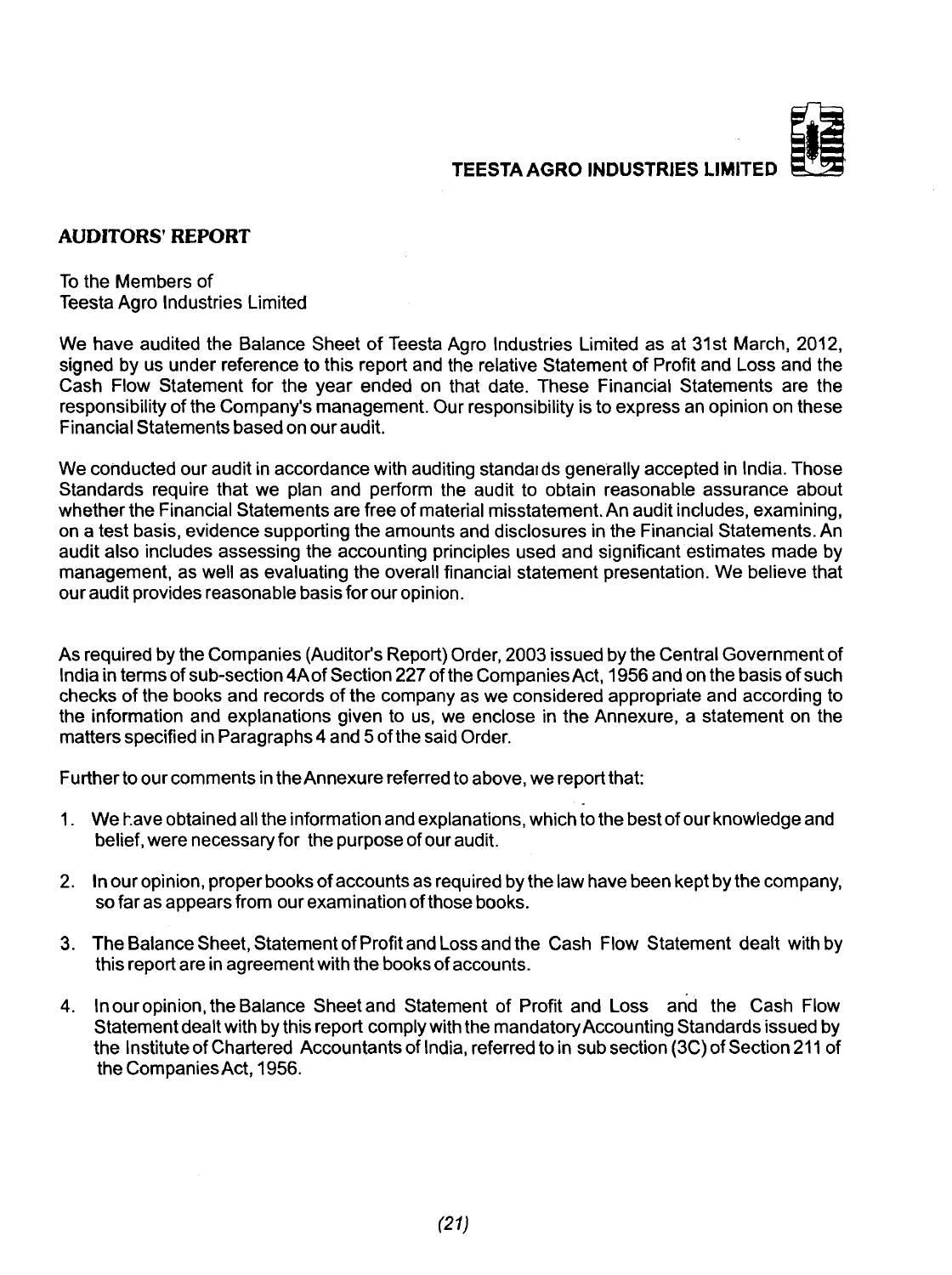## AUDITORS' REPORT

To the Members of
Teesta Agro Industries Limited

We have audited the Balance Sheet of Teesta Agro Industries Limited as at 31st March, 2012, signed by us under reference to this report and the relative Statement of Profit and Loss and the Cash Flow Statement for the year ended on that date. These Financial Statements are the responsibility of the Company's management. Our responsibility is to express an opinion on these Financial Statements based on our audit.

We conducted our audit in accordance with auditing standards generally accepted in India. Those Standards require that we plan and perform the audit to obtain reasonable assurance about whether the Financial Statements are free of material misstatement. An audit includes, examining, on a test basis, evidence supporting the amounts and disclosures in the Financial Statements. An audit also includes assessing the accounting principles used and significant estimates made by management, as well as evaluating the overall financial statement presentation. We believe that our audit provides reasonable basis for our opinion.

As required by the Companies (Auditor's Report) Order, 2003 issued by the Central Government of India in terms of sub-section 4A of Section 227 of the Companies Act, 1956 and on the basis of such checks of the books and records of the company as we considered appropriate and according to the information and explanations given to us, we enclose in the Annexure, a statement on the matters specified in Paragraphs 4 and 5 of the said Order.

Further to our comments in the Annexure referred to above, we report that:

1. We have obtained all the information and explanations, which to the best of our knowledge and belief, were necessary for the purpose of our audit.

2. In our opinion, proper books of accounts as required by the law have been kept by the company, so far as appears from our examination of those books.

3. The Balance Sheet, Statement of Profit and Loss and the Cash Flow Statement dealt with by this report are in agreement with the books of accounts.

4. In our opinion, the Balance Sheet and Statement of Profit and Loss and the Cash Flow Statement dealt with by this report comply with the mandatory Accounting Standards issued by the Institute of Chartered Accountants of India, referred to in sub section (3C) of Section 211 of the Companies Act, 1956.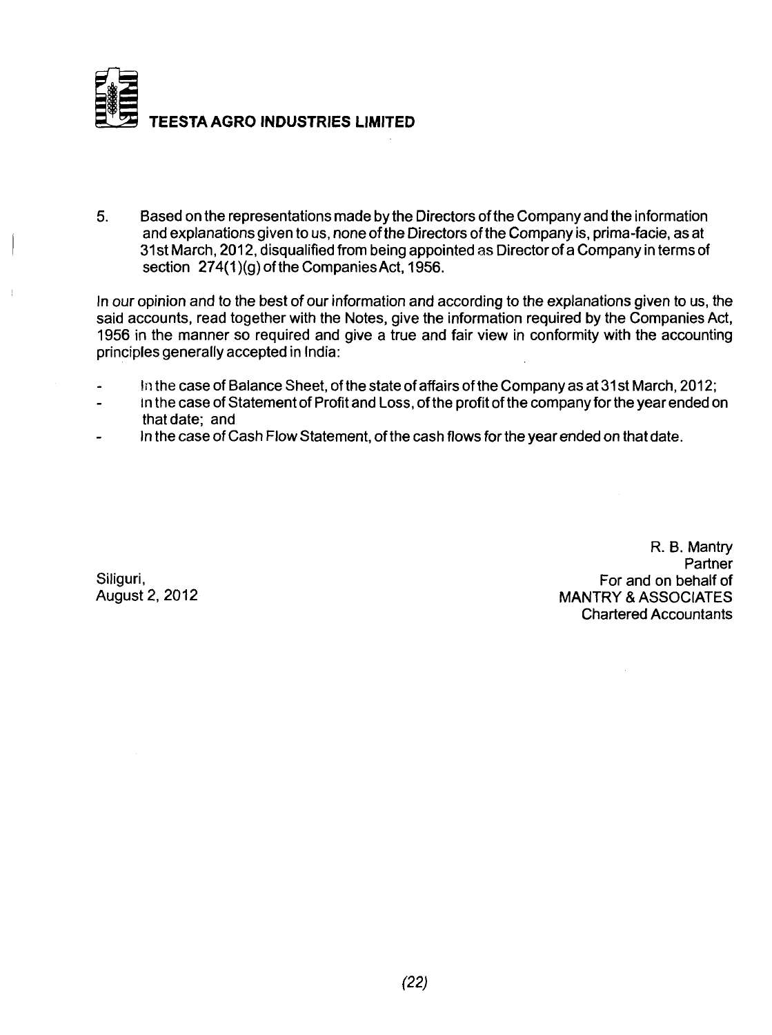5. Based on the representations made by the Directors of the Company and the information and explanations given to us, none of the Directors of the Company is, prima-facie, as at 31st March, 2012, disqualified from being appointed as Director of a Company in terms of section 274(1)(g) of the Companies Act, 1956.

In our opinion and to the best of our information and according to the explanations given to us, the said accounts, read together with the Notes, give the information required by the Companies Act, 1956 in the manner so required and give a true and fair view in conformity with the accounting principles generally accepted in India:

- In the case of Balance Sheet, of the state of affairs of the Company as at 31st March, 2012;
- In the case of Statement of Profit and Loss, of the profit of the company for the year ended on that date; and
- In the case of Cash Flow Statement, of the cash flows for the year ended on that date.

Siliguri,
August 2, 2012

R. B. Mantry
Partner
For and on behalf of
MANTRY & ASSOCIATES
Chartered Accountants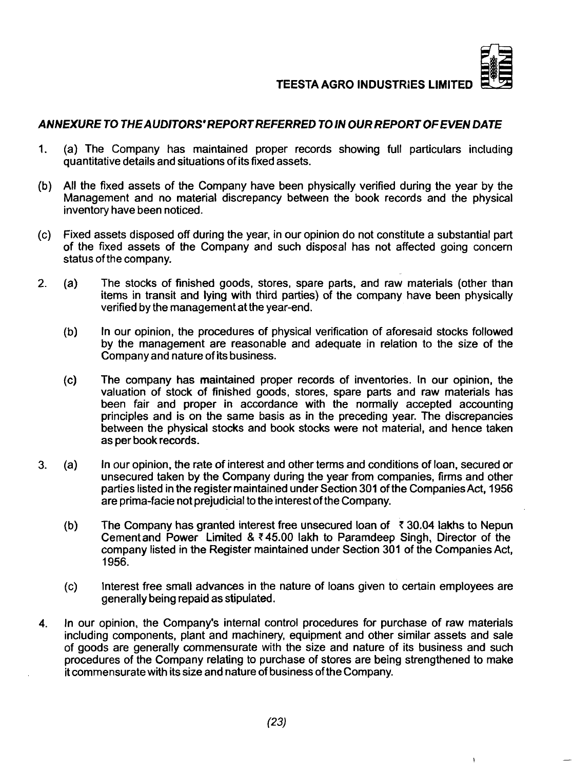## *ANNEXURE TO THE AUDITORS' REPORT REFERRED TO IN OUR REPORT OF EVEN DATE*

1. (a) The Company has maintained proper records showing full particulars including quantitative details and situations of its fixed assets.

(b) All the fixed assets of the Company have been physically verified during the year by the Management and no material discrepancy between the book records and the physical inventory have been noticed.

(c) Fixed assets disposed off during the year, in our opinion do not constitute a substantial part of the fixed assets of the Company and such disposal has not affected going concern status of the company.

2. (a) The stocks of finished goods, stores, spare parts, and raw materials (other than items in transit and lying with third parties) of the company have been physically verified by the management at the year-end.

   (b) In our opinion, the procedures of physical verification of aforesaid stocks followed by the management are reasonable and adequate in relation to the size of the Company and nature of its business.

   (c) The company has maintained proper records of inventories. In our opinion, the valuation of stock of finished goods, stores, spare parts and raw materials has been fair and proper in accordance with the normally accepted accounting principles and is on the same basis as in the preceding year. The discrepancies between the physical stocks and book stocks were not material, and hence taken as per book records.

3. (a) In our opinion, the rate of interest and other terms and conditions of loan, secured or unsecured taken by the Company during the year from companies, firms and other parties listed in the register maintained under Section 301 of the Companies Act, 1956 are prima-facie not prejudicial to the interest of the Company.

   (b) The Company has granted interest free unsecured loan of ₹ 30.04 lakhs to Nepun Cement and Power Limited & ₹ 45.00 lakh to Paramdeep Singh, Director of the company listed in the Register maintained under Section 301 of the Companies Act, 1956.

   (c) Interest free small advances in the nature of loans given to certain employees are generally being repaid as stipulated.

4. In our opinion, the Company's internal control procedures for purchase of raw materials including components, plant and machinery, equipment and other similar assets and sale of goods are generally commensurate with the size and nature of its business and such procedures of the Company relating to purchase of stores are being strengthened to make it commensurate with its size and nature of business of the Company.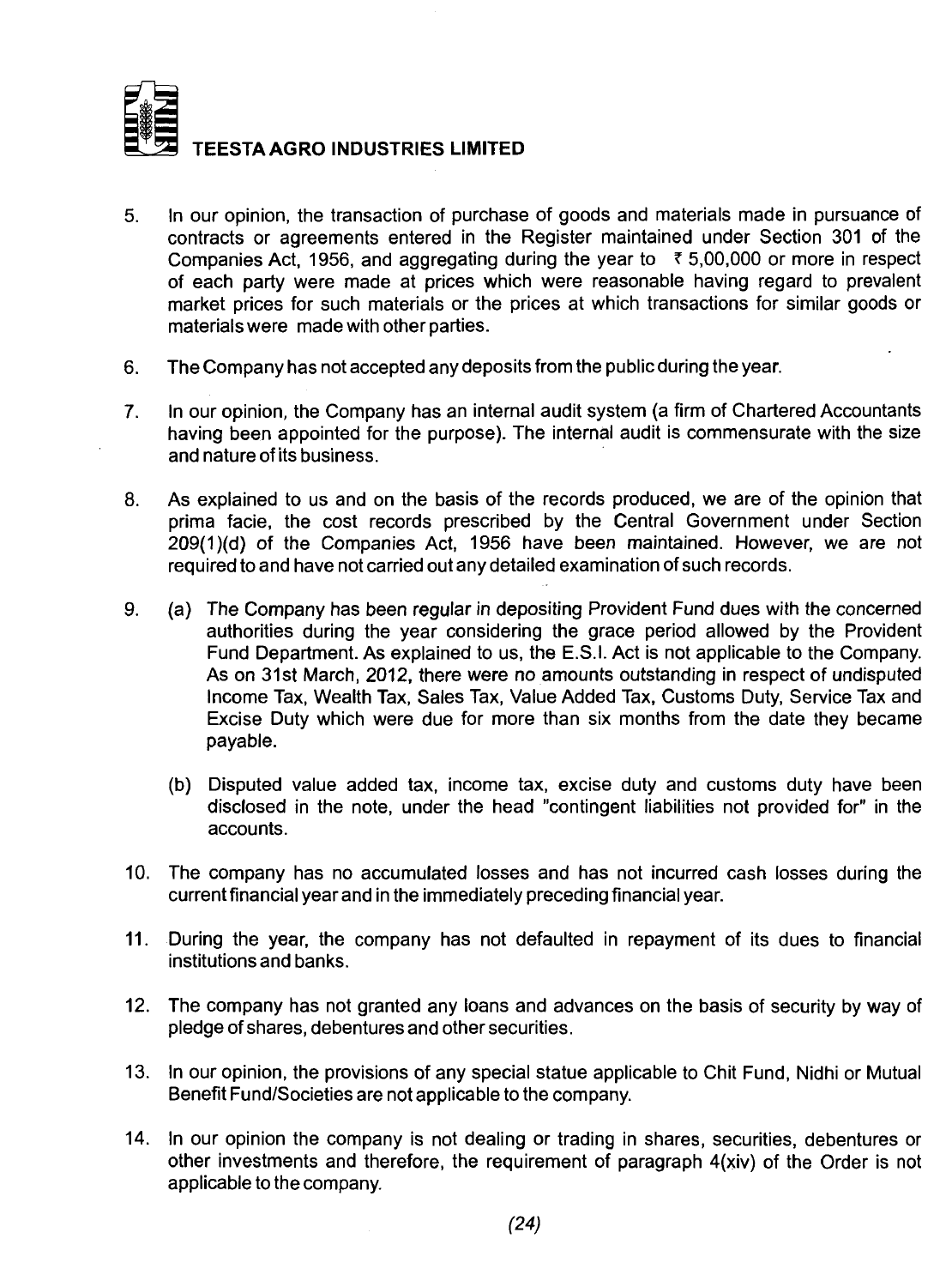5. In our opinion, the transaction of purchase of goods and materials made in pursuance of contracts or agreements entered in the Register maintained under Section 301 of the Companies Act, 1956, and aggregating during the year to ₹ 5,00,000 or more in respect of each party were made at prices which were reasonable having regard to prevalent market prices for such materials or the prices at which transactions for similar goods or materials were made with other parties.

6. The Company has not accepted any deposits from the public during the year.

7. In our opinion, the Company has an internal audit system (a firm of Chartered Accountants having been appointed for the purpose). The internal audit is commensurate with the size and nature of its business.

8. As explained to us and on the basis of the records produced, we are of the opinion that prima facie, the cost records prescribed by the Central Government under Section 209(1)(d) of the Companies Act, 1956 have been maintained. However, we are not required to and have not carried out any detailed examination of such records.

9. (a) The Company has been regular in depositing Provident Fund dues with the concerned authorities during the year considering the grace period allowed by the Provident Fund Department. As explained to us, the E.S.I. Act is not applicable to the Company. As on 31st March, 2012, there were no amounts outstanding in respect of undisputed Income Tax, Wealth Tax, Sales Tax, Value Added Tax, Customs Duty, Service Tax and Excise Duty which were due for more than six months from the date they became payable.

   (b) Disputed value added tax, income tax, excise duty and customs duty have been disclosed in the note, under the head "contingent liabilities not provided for" in the accounts.

10. The company has no accumulated losses and has not incurred cash losses during the current financial year and in the immediately preceding financial year.

11. During the year, the company has not defaulted in repayment of its dues to financial institutions and banks.

12. The company has not granted any loans and advances on the basis of security by way of pledge of shares, debentures and other securities.

13. In our opinion, the provisions of any special statue applicable to Chit Fund, Nidhi or Mutual Benefit Fund/Societies are not applicable to the company.

14. In our opinion the company is not dealing or trading in shares, securities, debentures or other investments and therefore, the requirement of paragraph 4(xiv) of the Order is not applicable to the company.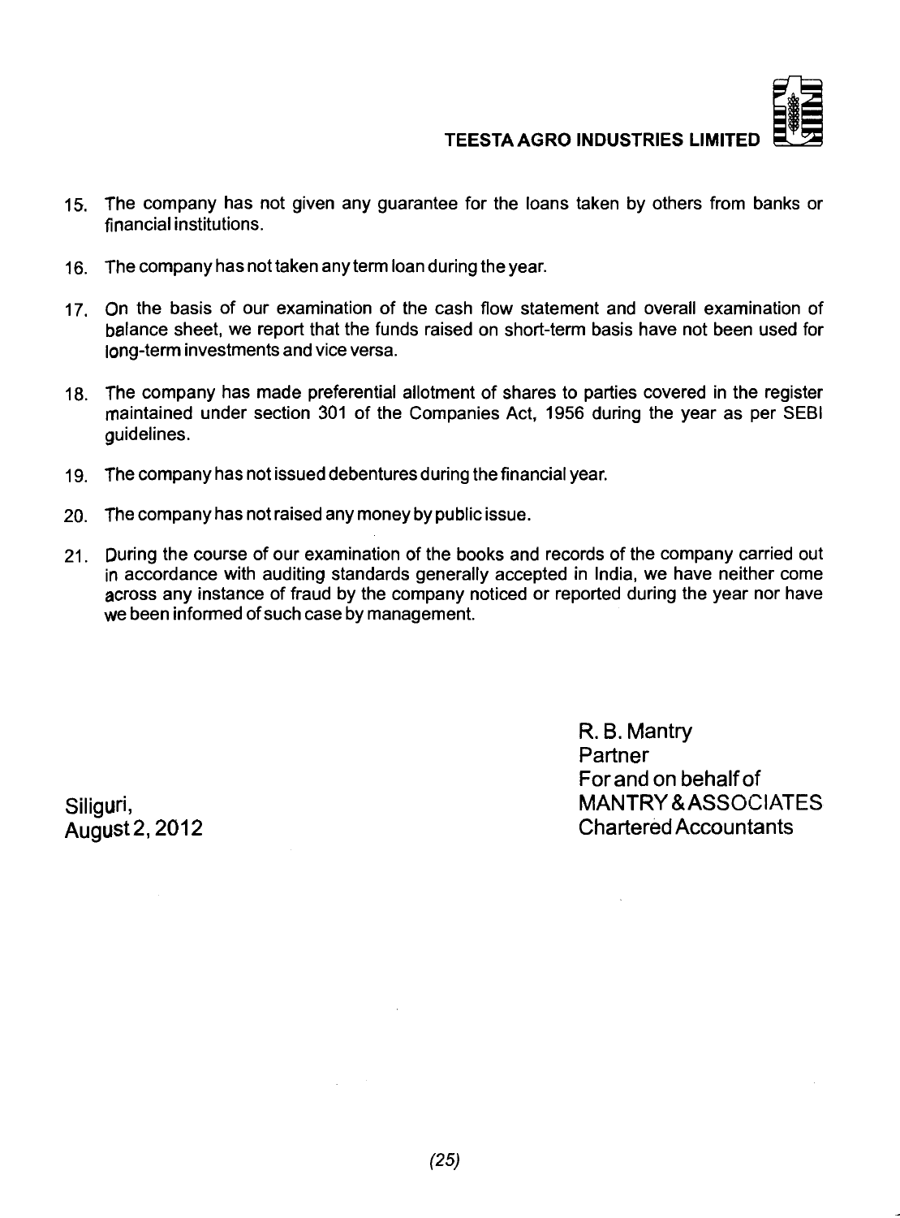15. The company has not given any guarantee for the loans taken by others from banks or financial institutions.

16. The company has not taken any term loan during the year.

17. On the basis of our examination of the cash flow statement and overall examination of balance sheet, we report that the funds raised on short-term basis have not been used for long-term investments and vice versa.

18. The company has made preferential allotment of shares to parties covered in the register maintained under section 301 of the Companies Act, 1956 during the year as per SEBI guidelines.

19. The company has not issued debentures during the financial year.

20. The company has not raised any money by public issue.

21. During the course of our examination of the books and records of the company carried out in accordance with auditing standards generally accepted in India, we have neither come across any instance of fraud by the company noticed or reported during the year nor have we been informed of such case by management.

R. B. Mantry
Partner
For and on behalf of
MANTRY & ASSOCIATES
Chartered Accountants

Siliguri,
August 2, 2012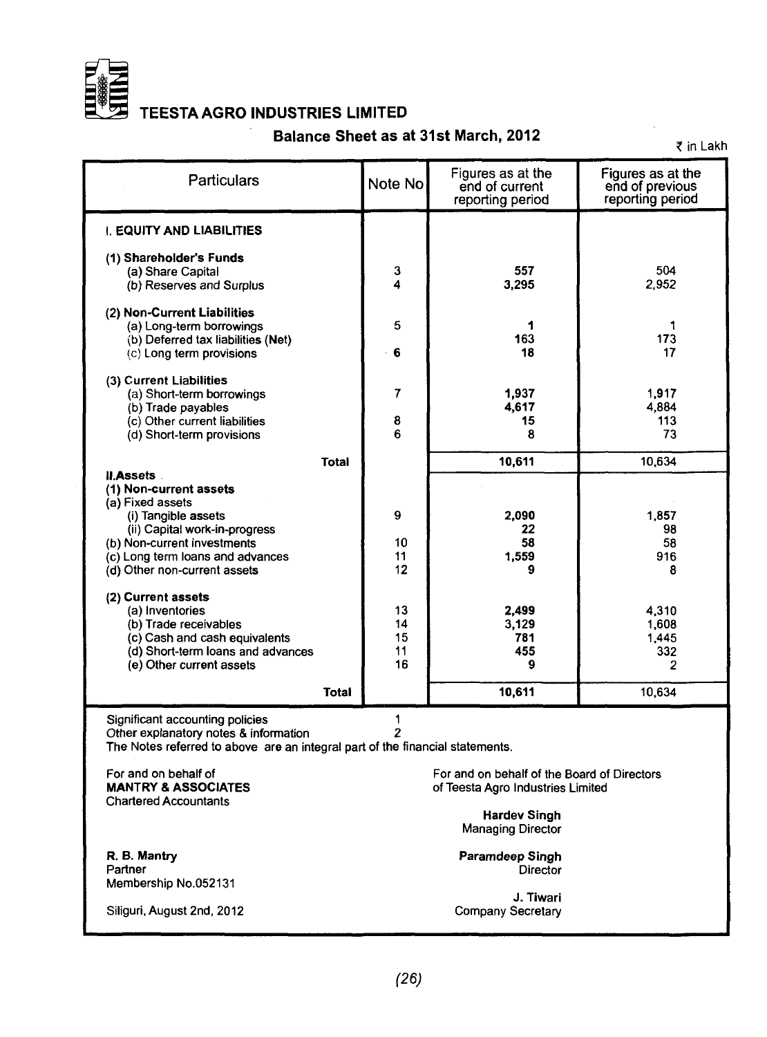# TEESTA AGRO INDUSTRIES LIMITED

## Balance Sheet as at 31st March, 2012

₹ in Lakh

| Particulars | Note No | Figures as at the end of current reporting period | Figures as at the end of previous reporting period |
|---|---|---|---|
| **I. EQUITY AND LIABILITIES** | | | |
| **(1) Shareholder's Funds** | | | |
| (a) Share Capital | 3 | **557** | 504 |
| (b) Reserves and Surplus | 4 | **3,295** | 2,952 |
| **(2) Non-Current Liabilities** | | | |
| (a) Long-term borrowings | 5 | **1** | 1 |
| (b) Deferred tax liabilities (Net) | | **163** | 173 |
| (c) Long term provisions | 6 | **18** | 17 |
| **(3) Current Liabilities** | | | |
| (a) Short-term borrowings | 7 | **1,937** | 1,917 |
| (b) Trade payables | | **4,617** | 4,884 |
| (c) Other current liabilities | 8 | **15** | 113 |
| (d) Short-term provisions | 6 | **8** | 73 |
| **Total** | | **10,611** | 10,634 |
| **II.Assets** | | | |
| **(1) Non-current assets** | | | |
| (a) Fixed assets | | | |
| (i) Tangible assets | 9 | **2,090** | 1,857 |
| (ii) Capital work-in-progress | | **22** | 98 |
| (b) Non-current investments | 10 | **58** | 58 |
| (c) Long term loans and advances | 11 | **1,559** | 916 |
| (d) Other non-current assets | 12 | **9** | 8 |
| **(2) Current assets** | | | |
| (a) Inventories | 13 | **2,499** | 4,310 |
| (b) Trade receivables | 14 | **3,129** | 1,608 |
| (c) Cash and cash equivalents | 15 | **781** | 1,445 |
| (d) Short-term loans and advances | 11 | **455** | 332 |
| (e) Other current assets | 16 | **9** | 2 |
| **Total** | | **10,611** | 10,634 |

Significant accounting policies 1
Other explanatory notes & information 2
The Notes referred to above are an integral part of the financial statements.

For and on behalf of
**MANTRY & ASSOCIATES**
Chartered Accountants

**R. B. Mantry**
Partner
Membership No.052131

Siliguri, August 2nd, 2012

For and on behalf of the Board of Directors
of Teesta Agro Industries Limited

**Hardev Singh**
Managing Director

**Paramdeep Singh**
Director

**J. Tiwari**
Company Secretary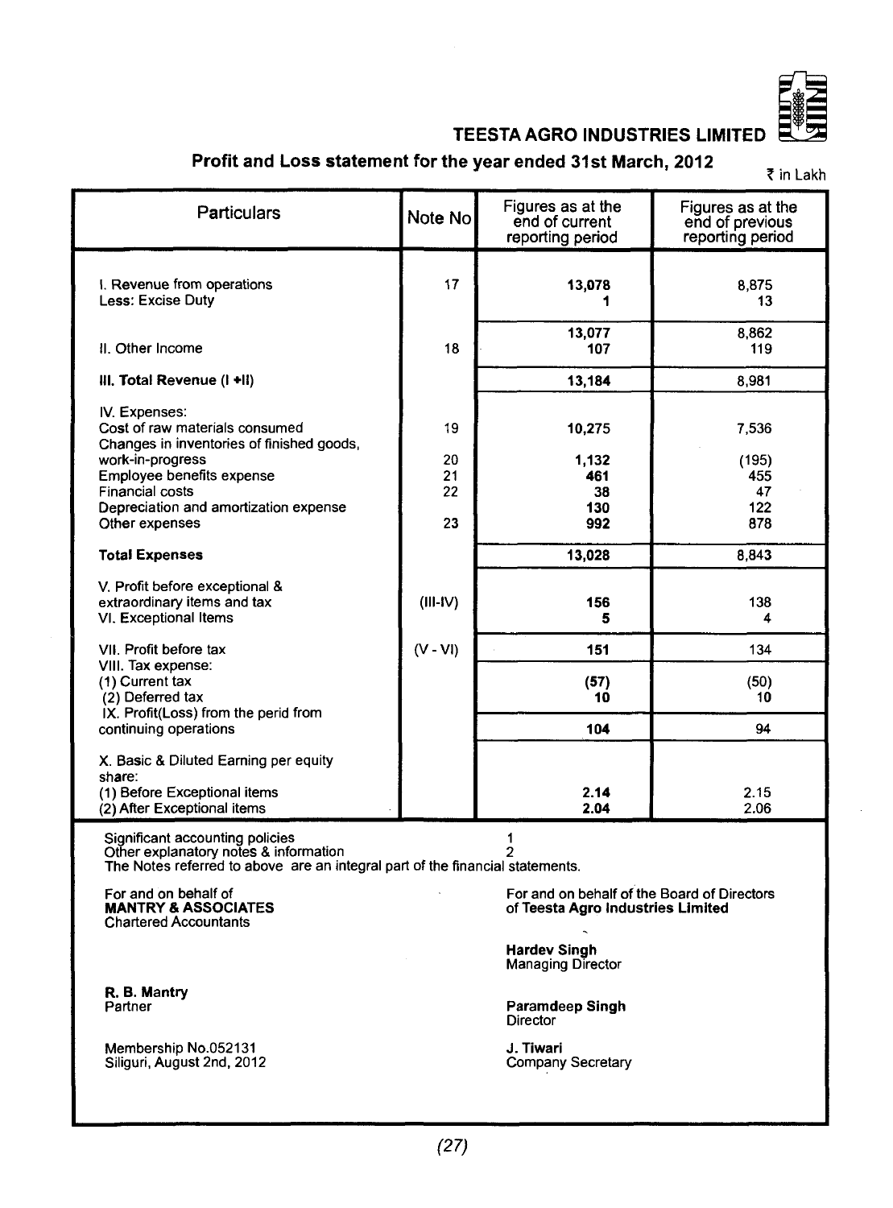## TEESTA AGRO INDUSTRIES LIMITED

### Profit and Loss statement for the year ended 31st March, 2012

₹ in Lakh

| Particulars | Note No | Figures as at the end of current reporting period | Figures as at the end of previous reporting period |
|---|---|---|---|
| I. Revenue from operations | 17 | **13,078** | 8,875 |
| Less: Excise Duty | | **1** | 13 |
| | | **13,077** | 8,862 |
| II. Other Income | 18 | **107** | 119 |
| **III. Total Revenue (I +II)** | | **13,184** | 8,981 |
| IV. Expenses: | | | |
| Cost of raw materials consumed | 19 | **10,275** | 7,536 |
| Changes in inventories of finished goods, work-in-progress | 20 | **1,132** | (195) |
| Employee benefits expense | 21 | **461** | 455 |
| Financial costs | 22 | **38** | 47 |
| Depreciation and amortization expense | | **130** | 122 |
| Other expenses | 23 | **992** | 878 |
| **Total Expenses** | | **13,028** | 8,843 |
| V. Profit before exceptional & extraordinary items and tax | (III-IV) | **156** | 138 |
| VI. Exceptional Items | | **5** | 4 |
| VII. Profit before tax | (V - VI) | **151** | 134 |
| VIII. Tax expense: | | | |
| (1) Current tax | | **(57)** | (50) |
| (2) Deferred tax | | **10** | 10 |
| IX. Profit(Loss) from the perid from continuing operations | | **104** | 94 |
| X. Basic & Diluted Earning per equity share: | | | |
| (1) Before Exceptional items | | **2.14** | 2.15 |
| (2) After Exceptional items | | **2.04** | 2.06 |

Significant accounting policies 1
Other explanatory notes & information 2
The Notes referred to above are an integral part of the financial statements.

For and on behalf of
**MANTRY & ASSOCIATES**
Chartered Accountants

**R. B. Mantry**
Partner

Membership No.052131
Siliguri, August 2nd, 2012

For and on behalf of the Board of Directors
of **Teesta Agro Industries Limited**

**Hardev Singh**
Managing Director

**Paramdeep Singh**
Director

**J. Tiwari**
Company Secretary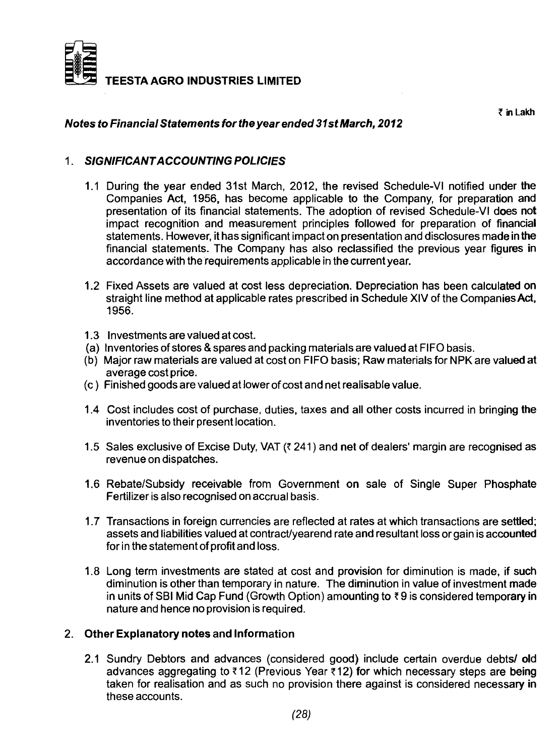**TEESTA AGRO INDUSTRIES LIMITED**

₹ in Lakh

***Notes to Financial Statements for the year ended 31st March, 2012***

## 1. *SIGNIFICANT ACCOUNTING POLICIES*

1.1 During the year ended 31st March, 2012, the revised Schedule-VI notified under the Companies Act, 1956, has become applicable to the Company, for preparation and presentation of its financial statements. The adoption of revised Schedule-VI does not impact recognition and measurement principles followed for preparation of financial statements. However, it has significant impact on presentation and disclosures made in the financial statements. The Company has also reclassified the previous year figures in accordance with the requirements applicable in the current year.

1.2 Fixed Assets are valued at cost less depreciation. Depreciation has been calculated on straight line method at applicable rates prescribed in Schedule XIV of the Companies Act, 1956.

1.3 Investments are valued at cost.

(a) Inventories of stores & spares and packing materials are valued at FIFO basis.

(b) Major raw materials are valued at cost on FIFO basis; Raw materials for NPK are valued at average cost price.

(c) Finished goods are valued at lower of cost and net realisable value.

1.4 Cost includes cost of purchase, duties, taxes and all other costs incurred in bringing the inventories to their present location.

1.5 Sales exclusive of Excise Duty, VAT (₹ 241) and net of dealers' margin are recognised as revenue on dispatches.

1.6 Rebate/Subsidy receivable from Government on sale of Single Super Phosphate Fertilizer is also recognised on accrual basis.

1.7 Transactions in foreign currencies are reflected at rates at which transactions are settled; assets and liabilities valued at contract/yearend rate and resultant loss or gain is accounted for in the statement of profit and loss.

1.8 Long term investments are stated at cost and provision for diminution is made, if such diminution is other than temporary in nature. The diminution in value of investment made in units of SBI Mid Cap Fund (Growth Option) amounting to ₹ 9 is considered temporary in nature and hence no provision is required.

## 2. Other Explanatory notes and Information

2.1 Sundry Debtors and advances (considered good) include certain overdue debts/ old advances aggregating to ₹ 12 (Previous Year ₹ 12) for which necessary steps are being taken for realisation and as such no provision there against is considered necessary in these accounts.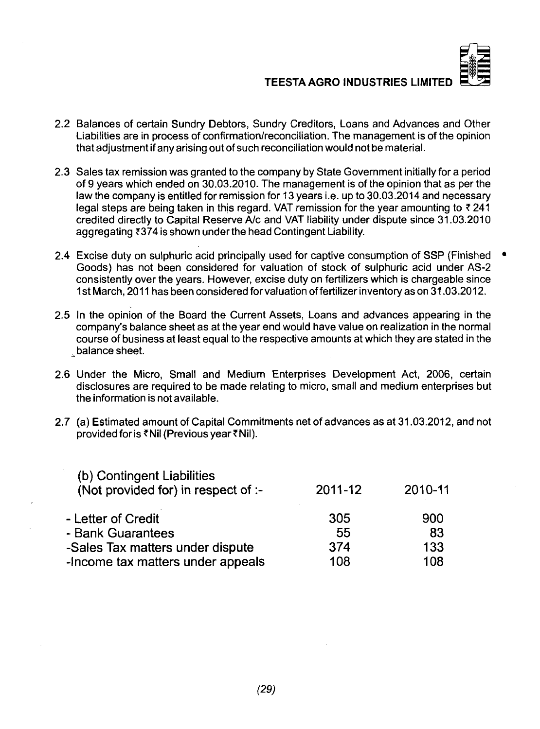2.2 Balances of certain Sundry Debtors, Sundry Creditors, Loans and Advances and Other Liabilities are in process of confirmation/reconciliation. The management is of the opinion that adjustment if any arising out of such reconciliation would not be material.

2.3 Sales tax remission was granted to the company by State Government initially for a period of 9 years which ended on 30.03.2010. The management is of the opinion that as per the law the company is entitled for remission for 13 years i.e. up to 30.03.2014 and necessary legal steps are being taken in this regard. VAT remission for the year amounting to ₹ 241 credited directly to Capital Reserve A/c and VAT liability under dispute since 31.03.2010 aggregating ₹374 is shown under the head Contingent Liability.

2.4 Excise duty on sulphuric acid principally used for captive consumption of SSP (Finished Goods) has not been considered for valuation of stock of sulphuric acid under AS-2 consistently over the years. However, excise duty on fertilizers which is chargeable since 1st March, 2011 has been considered for valuation of fertilizer inventory as on 31.03.2012.

2.5 In the opinion of the Board the Current Assets, Loans and advances appearing in the company's balance sheet as at the year end would have value on realization in the normal course of business at least equal to the respective amounts at which they are stated in the balance sheet.

2.6 Under the Micro, Small and Medium Enterprises Development Act, 2006, certain disclosures are required to be made relating to micro, small and medium enterprises but the information is not available.

2.7 (a) Estimated amount of Capital Commitments net of advances as at 31.03.2012, and not provided for is ₹Nil (Previous year ₹Nil).

| (b) Contingent Liabilities (Not provided for) in respect of :- | 2011-12 | 2010-11 |
|---|---|---|
| - Letter of Credit | 305 | 900 |
| - Bank Guarantees | 55 | 83 |
| -Sales Tax matters under dispute | 374 | 133 |
| -Income tax matters under appeals | 108 | 108 |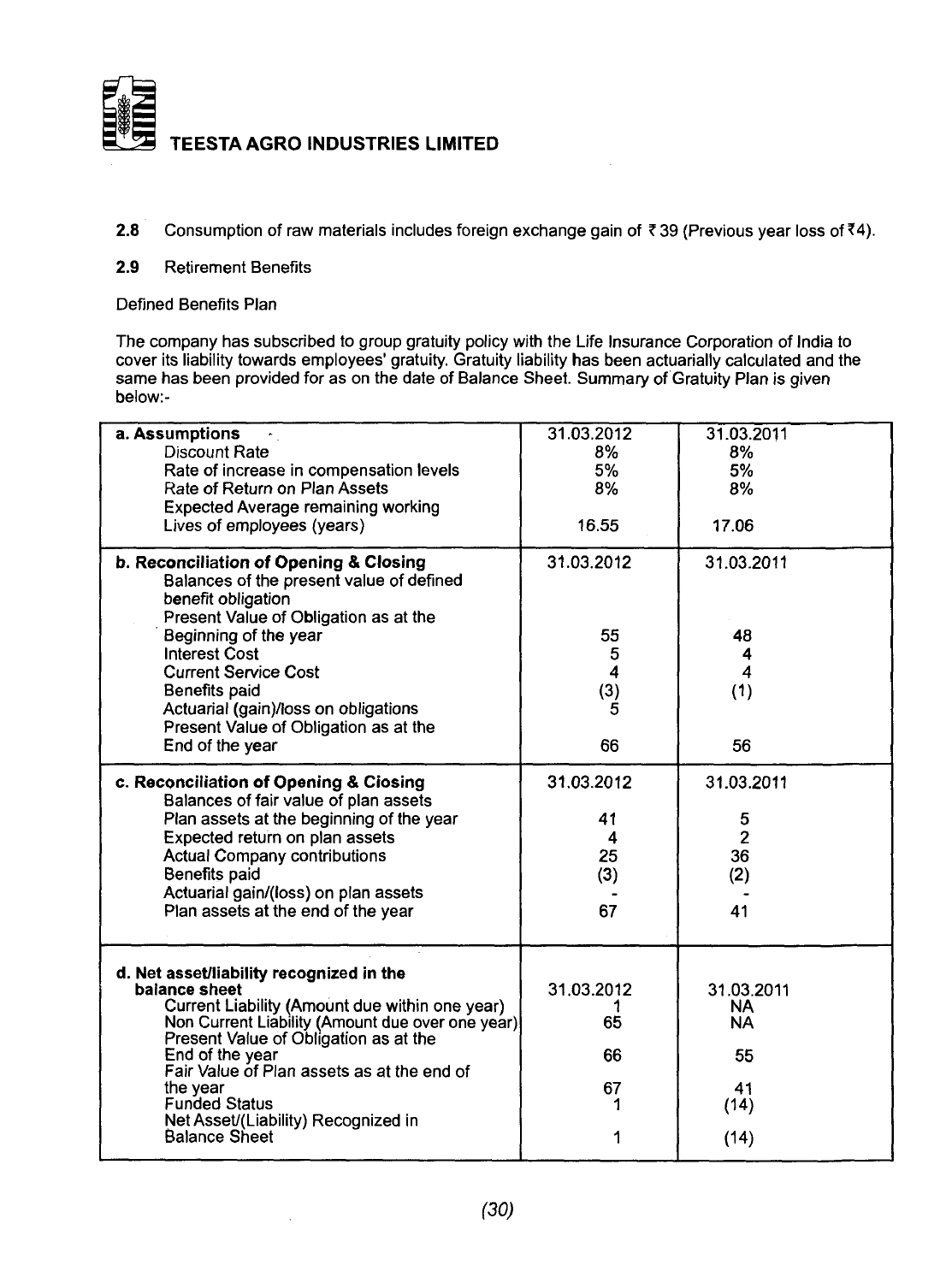**2.8** Consumption of raw materials includes foreign exchange gain of ₹ 39 (Previous year loss of ₹4).

**2.9** Retirement Benefits

Defined Benefits Plan

The company has subscribed to group gratuity policy with the Life Insurance Corporation of India to cover its liability towards employees' gratuity. Gratuity liability has been actuarially calculated and the same has been provided for as on the date of Balance Sheet. Summary of Gratuity Plan is given below:-

| | | |
|---|---|---|
| **a. Assumptions** | 31.03.2012 | 31.03.2011 |
| Discount Rate | 8% | 8% |
| Rate of increase in compensation levels | 5% | 5% |
| Rate of Return on Plan Assets | 8% | 8% |
| Expected Average remaining working Lives of employees (years) | 16.55 | 17.06 |
| **b. Reconciliation of Opening & Closing** Balances of the present value of defined benefit obligation | 31.03.2012 | 31.03.2011 |
| Present Value of Obligation as at the Beginning of the year | 55 | 48 |
| Interest Cost | 5 | 4 |
| Current Service Cost | 4 | 4 |
| Benefits paid | (3) | (1) |
| Actuarial (gain)/loss on obligations | 5 | |
| Present Value of Obligation as at the End of the year | 66 | 56 |
| **c. Reconciliation of Opening & Closing** Balances of fair value of plan assets | 31.03.2012 | 31.03.2011 |
| Plan assets at the beginning of the year | 41 | 5 |
| Expected return on plan assets | 4 | 2 |
| Actual Company contributions | 25 | 36 |
| Benefits paid | (3) | (2) |
| Actuarial gain/(loss) on plan assets | - | - |
| Plan assets at the end of the year | 67 | 41 |
| **d. Net asset/liability recognized in the balance sheet** | 31.03.2012 | 31.03.2011 |
| Current Liability (Amount due within one year) | 1 | NA |
| Non Current Liability (Amount due over one year) | 65 | NA |
| Present Value of Obligation as at the End of the year | 66 | 55 |
| Fair Value of Plan assets as at the end of the year | 67 | 41 |
| Funded Status | 1 | (14) |
| Net Asset/(Liability) Recognized in Balance Sheet | 1 | (14) |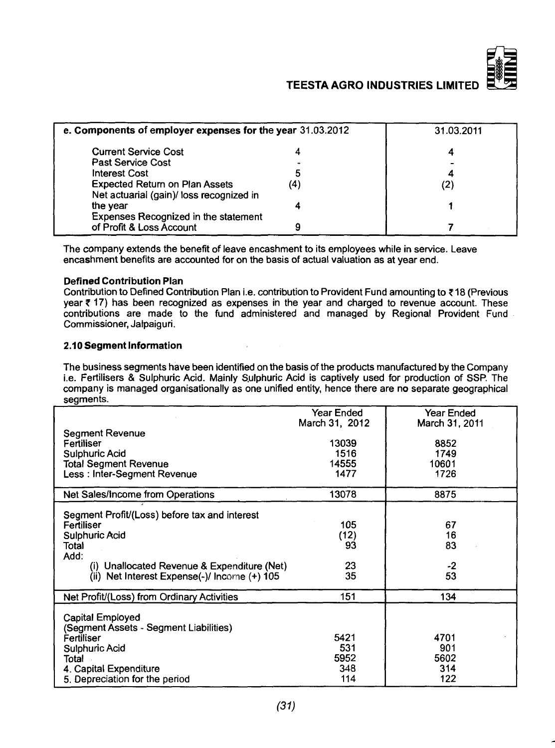| e. Components of employer expenses for the year 31.03.2012 | | 31.03.2011 |
|---|---|---|
| Current Service Cost | 4 | 4 |
| Past Service Cost | - | - |
| Interest Cost | 5 | 4 |
| Expected Return on Plan Assets | (4) | (2) |
| Net actuarial (gain)/ loss recognized in the year | 4 | 1 |
| Expenses Recognized in the statement of Profit & Loss Account | 9 | 7 |

The company extends the benefit of leave encashment to its employees while in service. Leave encashment benefits are accounted for on the basis of actual valuation as at year end.

**Defined Contribution Plan**

Contribution to Defined Contribution Plan i.e. contribution to Provident Fund amounting to ₹18 (Previous year ₹ 17) has been recognized as expenses in the year and charged to revenue account. These contributions are made to the fund administered and managed by Regional Provident Fund Commissioner, Jalpaiguri.

**2.10 Segment Information**

The business segments have been identified on the basis of the products manufactured by the Company i.e. Fertilisers & Sulphuric Acid. Mainly Sulphuric Acid is captively used for production of SSP. The company is managed organisationally as one unified entity, hence there are no separate geographical segments.

| | Year Ended March 31, 2012 | Year Ended March 31, 2011 |
|---|---|---|
| Segment Revenue | | |
| Fertiliser | 13039 | 8852 |
| Sulphuric Acid | 1516 | 1749 |
| Total Segment Revenue | 14555 | 10601 |
| Less : Inter-Segment Revenue | 1477 | 1726 |
| Net Sales/Income from Operations | 13078 | 8875 |
| Segment Profit/(Loss) before tax and interest | | |
| Fertiliser | 105 | 67 |
| Sulphuric Acid | (12) | 16 |
| Total | 93 | 83 |
| Add: | | |
| (i) Unallocated Revenue & Expenditure (Net) | 23 | -2 |
| (ii) Net Interest Expense(-)/ Income (+) 105 | 35 | 53 |
| Net Profit/(Loss) from Ordinary Activities | 151 | 134 |
| Capital Employed | | |
| (Segment Assets - Segment Liabilities) | | |
| Fertiliser | 5421 | 4701 |
| Sulphuric Acid | 531 | 901 |
| Total | 5952 | 5602 |
| 4. Capital Expenditure | 348 | 314 |
| 5. Depreciation for the period | 114 | 122 |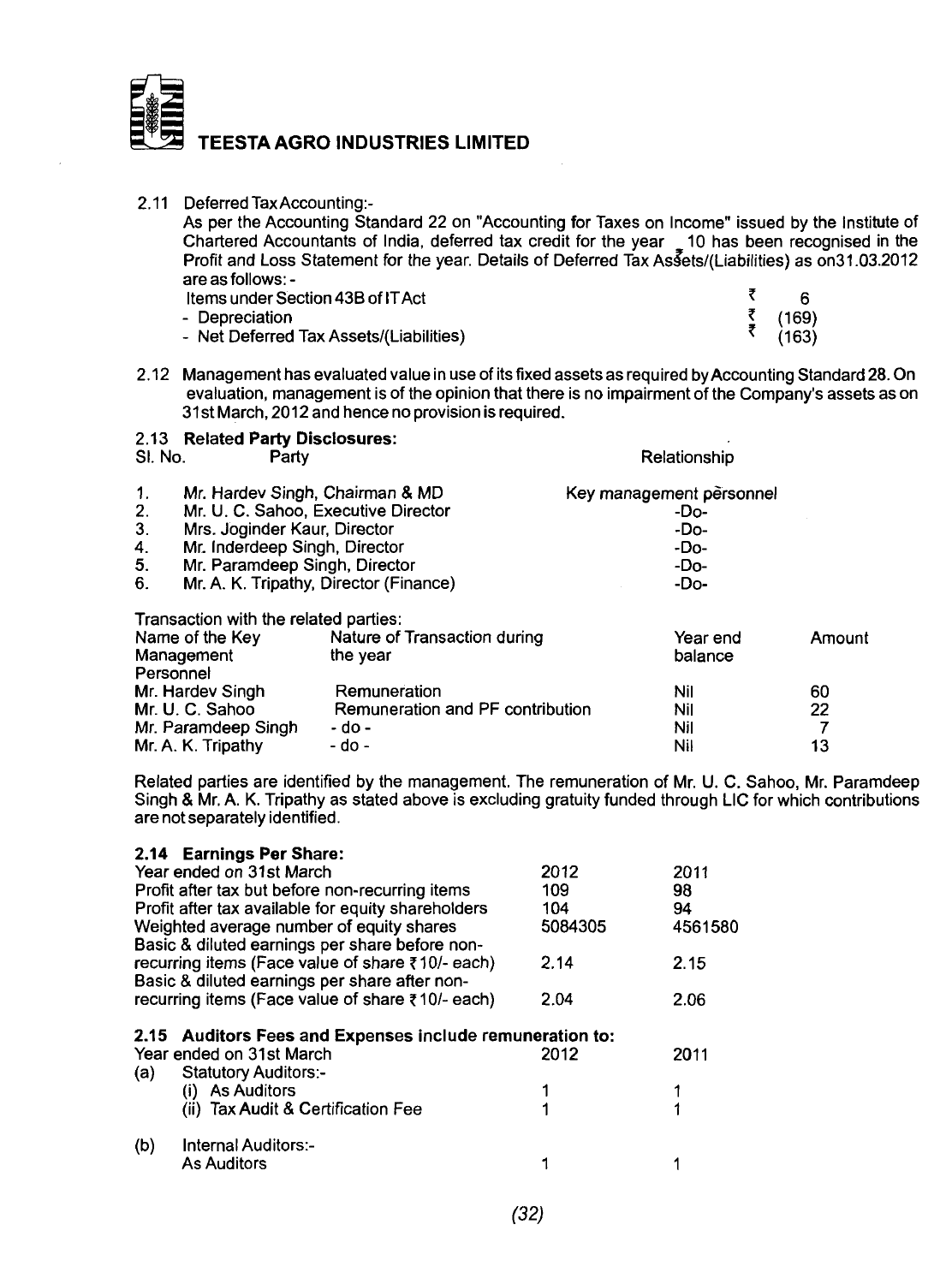2.11 Deferred Tax Accounting:-

As per the Accounting Standard 22 on "Accounting for Taxes on Income" issued by the Institute of Chartered Accountants of India, deferred tax credit for the year ₹ 10 has been recognised in the Profit and Loss Statement for the year. Details of Deferred Tax Assets/(Liabilities) as on 31.03.2012 are as follows: -

| | | |
|---|---|---|
| Items under Section 43B of IT Act | ₹ | 6 |
| - Depreciation | ₹ | (169) |
| - Net Deferred Tax Assets/(Liabilities) | ₹ | (163) |

2.12 Management has evaluated value in use of its fixed assets as required by Accounting Standard 28. On evaluation, management is of the opinion that there is no impairment of the Company's assets as on 31st March, 2012 and hence no provision is required.

**2.13 Related Party Disclosures:**

| Sl. No. | Party | Relationship |
|---|---|---|
| 1. | Mr. Hardev Singh, Chairman & MD | Key management personnel |
| 2. | Mr. U. C. Sahoo, Executive Director | -Do- |
| 3. | Mrs. Joginder Kaur, Director | -Do- |
| 4. | Mr. Inderdeep Singh, Director | -Do- |
| 5. | Mr. Paramdeep Singh, Director | -Do- |
| 6. | Mr. A. K. Tripathy, Director (Finance) | -Do- |

Transaction with the related parties:

| Name of the Key Management Personnel | Nature of Transaction during the year | Year end balance | Amount |
|---|---|---|---|
| Mr. Hardev Singh | Remuneration | Nil | 60 |
| Mr. U. C. Sahoo | Remuneration and PF contribution | Nil | 22 |
| Mr. Paramdeep Singh | - do - | Nil | 7 |
| Mr. A. K. Tripathy | - do - | Nil | 13 |

Related parties are identified by the management. The remuneration of Mr. U. C. Sahoo, Mr. Paramdeep Singh & Mr. A. K. Tripathy as stated above is excluding gratuity funded through LIC for which contributions are not separately identified.

**2.14 Earnings Per Share:**

| Year ended on 31st March | 2012 | 2011 |
|---|---|---|
| Profit after tax but before non-recurring items | 109 | 98 |
| Profit after tax available for equity shareholders | 104 | 94 |
| Weighted average number of equity shares | 5084305 | 4561580 |
| Basic & diluted earnings per share before non-recurring items (Face value of share ₹ 10/- each) | 2.14 | 2.15 |
| Basic & diluted earnings per share after non-recurring items (Face value of share ₹ 10/- each) | 2.04 | 2.06 |

**2.15 Auditors Fees and Expenses include remuneration to:**

| Year ended on 31st March | 2012 | 2011 |
|---|---|---|
| (a) Statutory Auditors:- | | |
| (i) As Auditors | 1 | 1 |
| (ii) Tax Audit & Certification Fee | 1 | 1 |
| (b) Internal Auditors:- | | |
| As Auditors | 1 | 1 |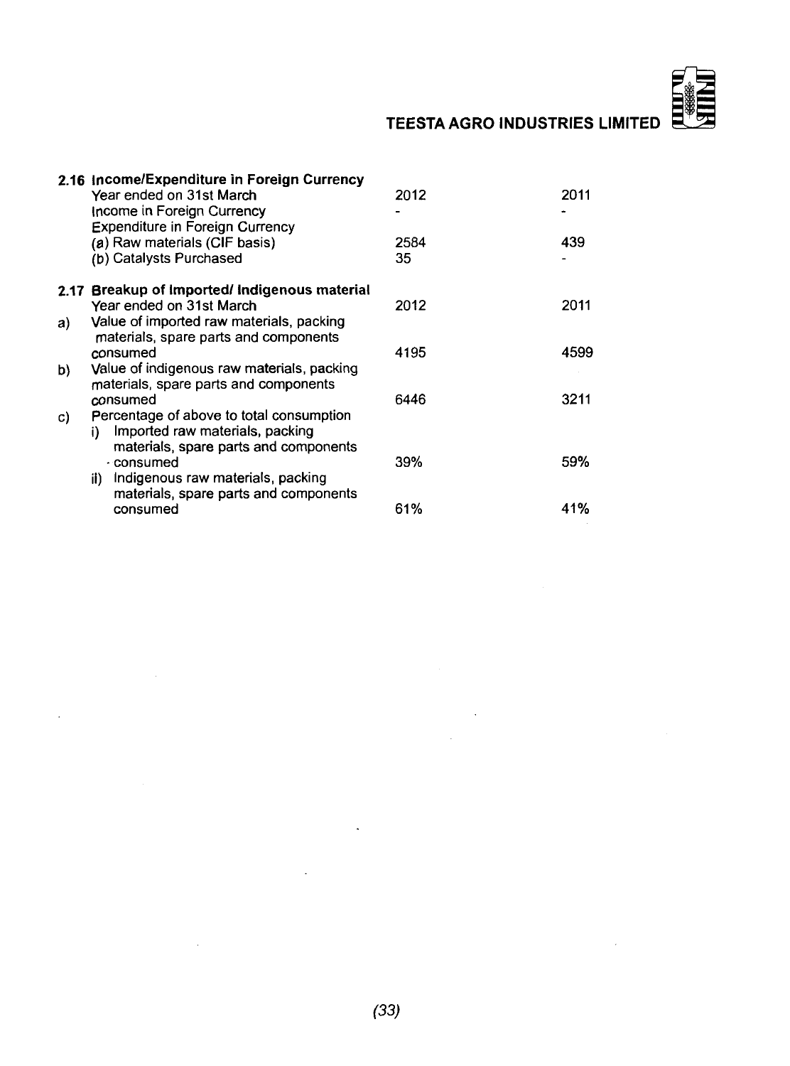**2.16 Income/Expenditure in Foreign Currency**

| Year ended on 31st March | 2012 | 2011 |
|---|---|---|
| Income in Foreign Currency | - | - |
| Expenditure in Foreign Currency | | |
| (a) Raw materials (CIF basis) | 2584 | 439 |
| (b) Catalysts Purchased | 35 | - |

**2.17 Breakup of Imported/ Indigenous material**

| | Year ended on 31st March | 2012 | 2011 |
|---|---|---|---|
| a) | Value of imported raw materials, packing materials, spare parts and components consumed | 4195 | 4599 |
| b) | Value of indigenous raw materials, packing materials, spare parts and components consumed | 6446 | 3211 |
| c) | Percentage of above to total consumption | | |
| | i) Imported raw materials, packing materials, spare parts and components consumed | 39% | 59% |
| | ii) Indigenous raw materials, packing materials, spare parts and components consumed | 61% | 41% |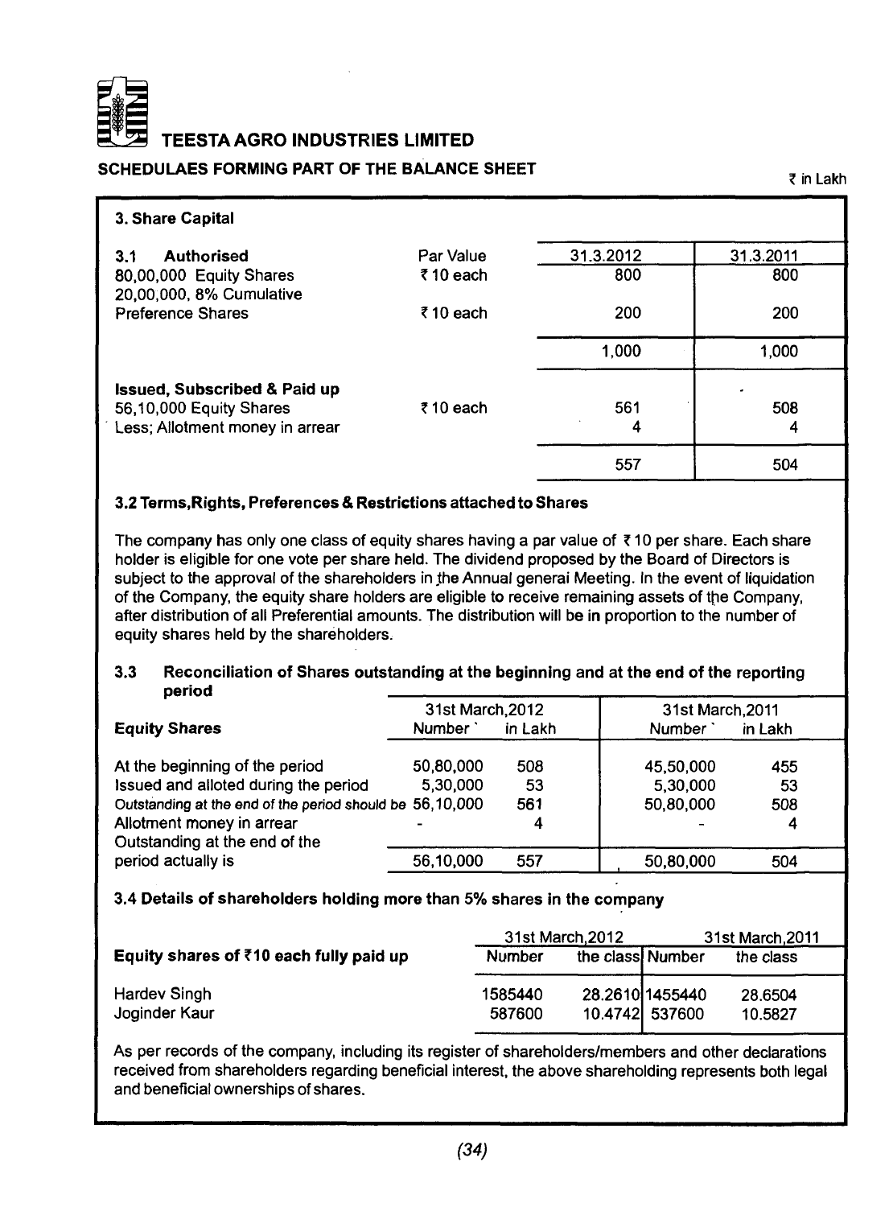# TEESTA AGRO INDUSTRIES LIMITED

## SCHEDULAES FORMING PART OF THE BALANCE SHEET

₹ in Lakh

### 3. Share Capital

| 3.1 Authorised | Par Value | 31.3.2012 | 31.3.2011 |
|---|---|---|---|
| 80,00,000 Equity Shares | ₹ 10 each | 800 | 800 |
| 20,00,000, 8% Cumulative Preference Shares | ₹ 10 each | 200 | 200 |
| | | 1,000 | 1,000 |
| **Issued, Subscribed & Paid up** | | | |
| 56,10,000 Equity Shares | ₹ 10 each | 561 | 508 |
| Less; Allotment money in arrear | | 4 | 4 |
| | | 557 | 504 |

### 3.2 Terms,Rights, Preferences & Restrictions attached to Shares

The company has only one class of equity shares having a par value of ₹ 10 per share. Each share holder is eligible for one vote per share held. The dividend proposed by the Board of Directors is subject to the approval of the shareholders in the Annual generai Meeting. In the event of liquidation of the Company, the equity share holders are eligible to receive remaining assets of the Company, after distribution of all Preferential amounts. The distribution will be in proportion to the number of equity shares held by the shareholders.

### 3.3 Reconciliation of Shares outstanding at the beginning and at the end of the reporting period

| | 31st March,2012 | | 31st March,2011 | |
|---|---|---|---|---|
| **Equity Shares** | Number | in Lakh | Number | in Lakh |
| At the beginning of the period | 50,80,000 | 508 | 45,50,000 | 455 |
| Issued and alloted during the period | 5,30,000 | 53 | 5,30,000 | 53 |
| Outstanding at the end of the period should be | 56,10,000 | 561 | 50,80,000 | 508 |
| Allotment money in arrear | - | 4 | - | 4 |
| Outstanding at the end of the period actually is | 56,10,000 | 557 | 50,80,000 | 504 |

### 3.4 Details of shareholders holding more than 5% shares in the company

| | 31st March,2012 | | 31st March,2011 | |
|---|---|---|---|---|
| **Equity shares of ₹10 each fully paid up** | Number | the class | Number | the class |
| Hardev Singh | 1585440 | 28.2610 | 1455440 | 28.6504 |
| Joginder Kaur | 587600 | 10.4742 | 537600 | 10.5827 |

As per records of the company, including its register of shareholders/members and other declarations received from shareholders regarding beneficial interest, the above shareholding represents both legal and beneficial ownerships of shares.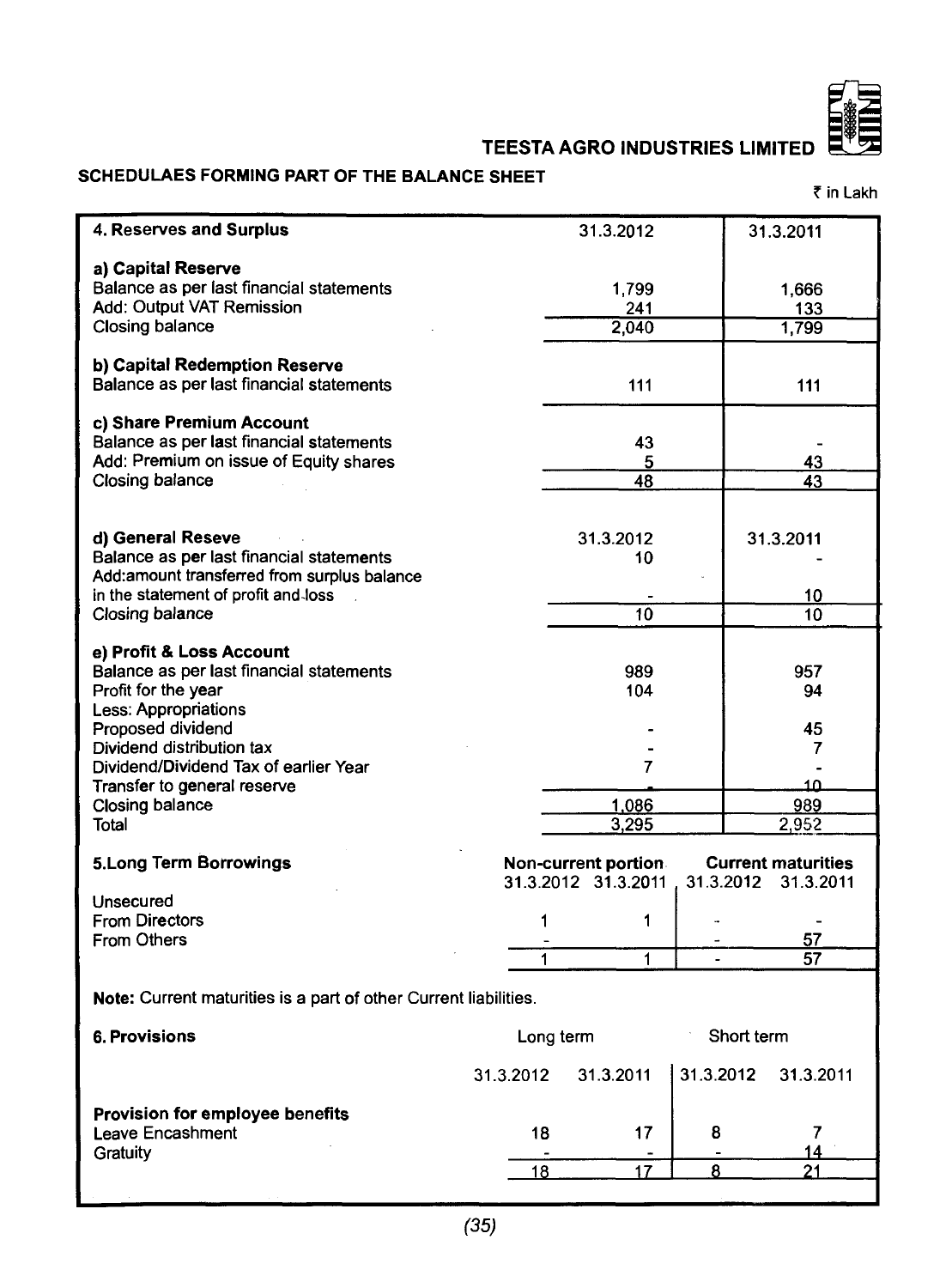TEESTA AGRO INDUSTRIES LIMITED

## SCHEDULAES FORMING PART OF THE BALANCE SHEET

₹ in Lakh

| 4. Reserves and Surplus | 31.3.2012 | 31.3.2011 |
|---|---|---|
| **a) Capital Reserve** | | |
| Balance as per last financial statements | 1,799 | 1,666 |
| Add: Output VAT Remission | 241 | 133 |
| Closing balance | 2,040 | 1,799 |
| **b) Capital Redemption Reserve** | | |
| Balance as per last financial statements | 111 | 111 |
| **c) Share Premium Account** | | |
| Balance as per last financial statements | 43 | - |
| Add: Premium on issue of Equity shares | 5 | 43 |
| Closing balance | 48 | 43 |
| **d) General Reseve** | 31.3.2012 | 31.3.2011 |
| Balance as per last financial statements | 10 | - |
| Add:amount transferred from surplus balance in the statement of profit and loss | - | 10 |
| Closing balance | 10 | 10 |
| **e) Profit & Loss Account** | | |
| Balance as per last financial statements | 989 | 957 |
| Profit for the year | 104 | 94 |
| Less: Appropriations | | |
| Proposed dividend | - | 45 |
| Dividend distribution tax | - | 7 |
| Dividend/Dividend Tax of earlier Year | 7 | - |
| Transfer to general reserve | - | 10 |
| Closing balance | 1,086 | 989 |
| Total | 3,295 | 2,952 |

| 5.Long Term Borrowings | Non-current portion | | Current maturities | |
|---|---|---|---|---|
| | 31.3.2012 | 31.3.2011 | 31.3.2012 | 31.3.2011 |
| Unsecured | | | | |
| From Directors | 1 | 1 | - | - |
| From Others | - | - | - | 57 |
| | 1 | 1 | - | 57 |

**Note:** Current maturities is a part of other Current liabilities.

| 6. Provisions | Long term | | Short term | |
|---|---|---|---|---|
| | 31.3.2012 | 31.3.2011 | 31.3.2012 | 31.3.2011 |
| **Provision for employee benefits** | | | | |
| Leave Encashment | 18 | 17 | 8 | 7 |
| Gratuity | - | - | - | 14 |
| | 18 | 17 | 8 | 21 |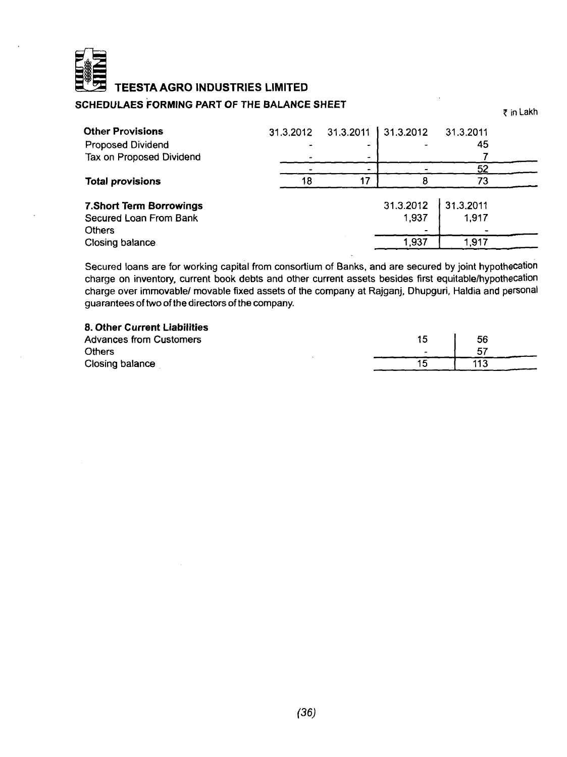# TEESTA AGRO INDUSTRIES LIMITED

## SCHEDULAES FORMING PART OF THE BALANCE SHEET

₹ in Lakh

| Other Provisions | 31.3.2012 | 31.3.2011 | 31.3.2012 | 31.3.2011 |
|---|---|---|---|---|
| Proposed Dividend | - | - | - | 45 |
| Tax on Proposed Dividend | - | - | | 7 |
| | - | - | - | 52 |
| **Total provisions** | 18 | 17 | 8 | 73 |

| **7.Short Term Borrowings** | 31.3.2012 | 31.3.2011 |
|---|---|---|
| Secured Loan From Bank | 1,937 | 1,917 |
| Others | - | - |
| Closing balance | 1,937 | 1,917 |

Secured loans are for working capital from consortium of Banks, and are secured by joint hypothecation charge on inventory, current book debts and other current assets besides first equitable/hypothecation charge over immovable/ movable fixed assets of the company at Rajganj, Dhupguri, Haldia and personal guarantees of two of the directors of the company.

| **8. Other Current Liabilities** | | |
|---|---|---|
| Advances from Customers | 15 | 56 |
| Others | - | 57 |
| Closing balance | 15 | 113 |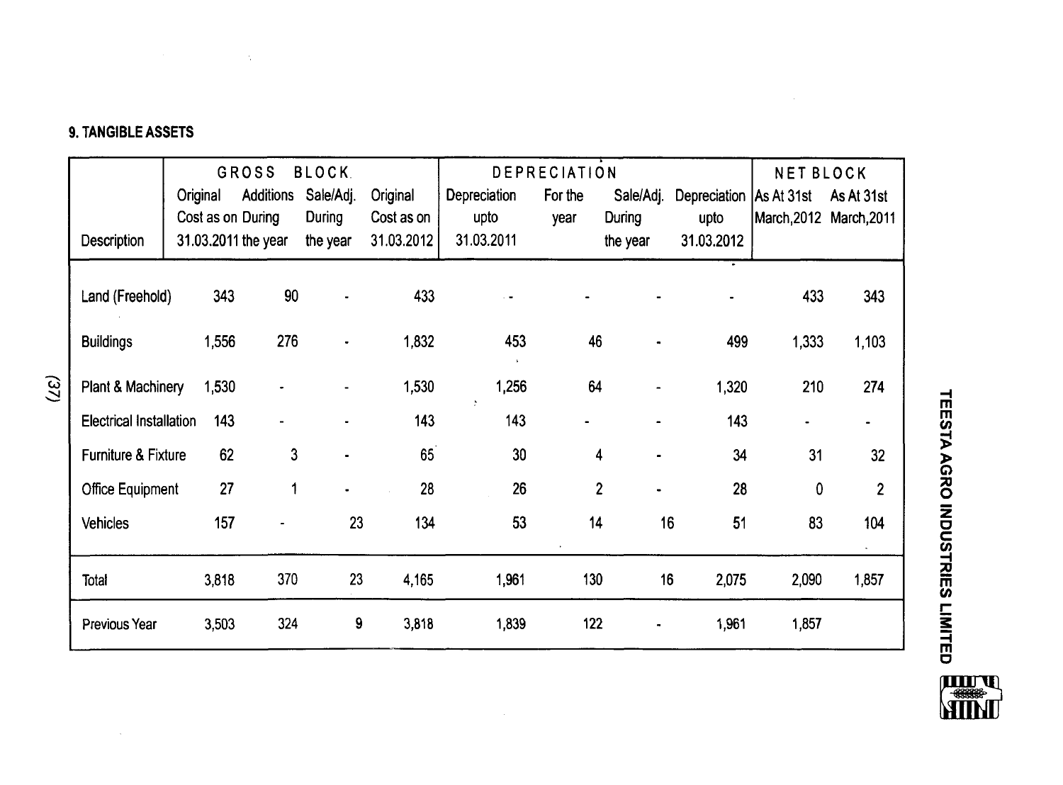### 9. TANGIBLE ASSETS

| Description | GROSS BLOCK | | | | DEPRECIATION | | | | NET BLOCK | |
|---|---|---|---|---|---|---|---|---|---|---|
| | Original Cost as on 31.03.2011 | Additions During the year | Sale/Adj. During the year | Original Cost as on 31.03.2012 | Depreciation upto 31.03.2011 | For the year | Sale/Adj. During the year | Depreciation upto 31.03.2012 | As At 31st March,2012 | As At 31st March,2011 |
| Land (Freehold) | 343 | 90 | - | 433 | - | - | - | - | 433 | 343 |
| Buildings | 1,556 | 276 | - | 1,832 | 453 | 46 | - | 499 | 1,333 | 1,103 |
| Plant & Machinery | 1,530 | - | - | 1,530 | 1,256 | 64 | - | 1,320 | 210 | 274 |
| Electrical Installation | 143 | - | - | 143 | 143 | - | - | 143 | - | - |
| Furniture & Fixture | 62 | 3 | - | 65 | 30 | 4 | - | 34 | 31 | 32 |
| Office Equipment | 27 | 1 | - | 28 | 26 | 2 | - | 28 | 0 | 2 |
| Vehicles | 157 | - | 23 | 134 | 53 | 14 | 16 | 51 | 83 | 104 |
| Total | 3,818 | 370 | 23 | 4,165 | 1,961 | 130 | 16 | 2,075 | 2,090 | 1,857 |
| Previous Year | 3,503 | 324 | 9 | 3,818 | 1,839 | 122 | - | 1,961 | 1,857 | |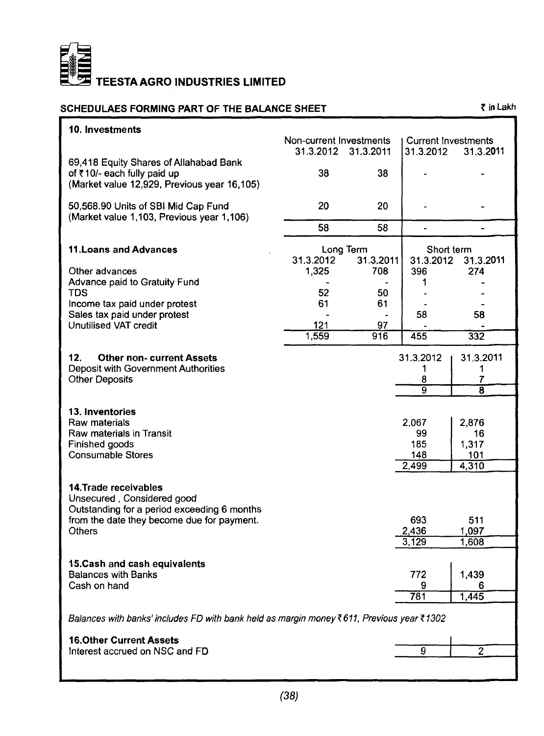# TEESTA AGRO INDUSTRIES LIMITED

## SCHEDULAES FORMING PART OF THE BALANCE SHEET

₹ in Lakh

### 10. Investments

| | Non-current Investments | | Current Investments | |
|---|---|---|---|---|
| | 31.3.2012 | 31.3.2011 | 31.3.2012 | 31.3.2011 |
| 69,418 Equity Shares of Allahabad Bank of ₹10/- each fully paid up (Market value 12,929, Previous year 16,105) | 38 | 38 | - | - |
| 50,568.90 Units of SBI Mid Cap Fund (Market value 1,103, Previous year 1,106) | 20 | 20 | - | - |
| | 58 | 58 | - | - |

### 11. Loans and Advances

| | Long Term | | Short term | |
|---|---|---|---|---|
| | 31.3.2012 | 31.3.2011 | 31.3.2012 | 31.3.2011 |
| Other advances | 1,325 | 708 | 396 | 274 |
| Advance paid to Gratuity Fund | - | - | 1 | - |
| TDS | 52 | 50 | - | - |
| Income tax paid under protest | 61 | 61 | - | - |
| Sales tax paid under protest | - | - | 58 | 58 |
| Unutilised VAT credit | 121 | 97 | - | - |
| | 1,559 | 916 | 455 | 332 |

### 12. Other non- current Assets

| | 31.3.2012 | 31.3.2011 |
|---|---|---|
| Deposit with Government Authorities | 1 | 1 |
| Other Deposits | 8 | 7 |
| | 9 | 8 |

### 13. Inventories

| | 31.3.2012 | 31.3.2011 |
|---|---|---|
| Raw materials | 2,067 | 2,876 |
| Raw materials in Transit | 99 | 16 |
| Finished goods | 185 | 1,317 |
| Consumable Stores | 148 | 101 |
| | 2,499 | 4,310 |

### 14. Trade receivables

| | 31.3.2012 | 31.3.2011 |
|---|---|---|
| Unsecured , Considered good | | |
| Outstanding for a period exceeding 6 months from the date they become due for payment. | 693 | 511 |
| Others | 2,436 | 1,097 |
| | 3,129 | 1,608 |

### 15. Cash and cash equivalents

| | 31.3.2012 | 31.3.2011 |
|---|---|---|
| Balances with Banks | 772 | 1,439 |
| Cash on hand | 9 | 6 |
| | 781 | 1,445 |

*Balances with banks' includes FD with bank held as margin money ₹611, Previous year ₹1302*

### 16. Other Current Assets

| | 31.3.2012 | 31.3.2011 |
|---|---|---|
| Interest accrued on NSC and FD | 9 | 2 |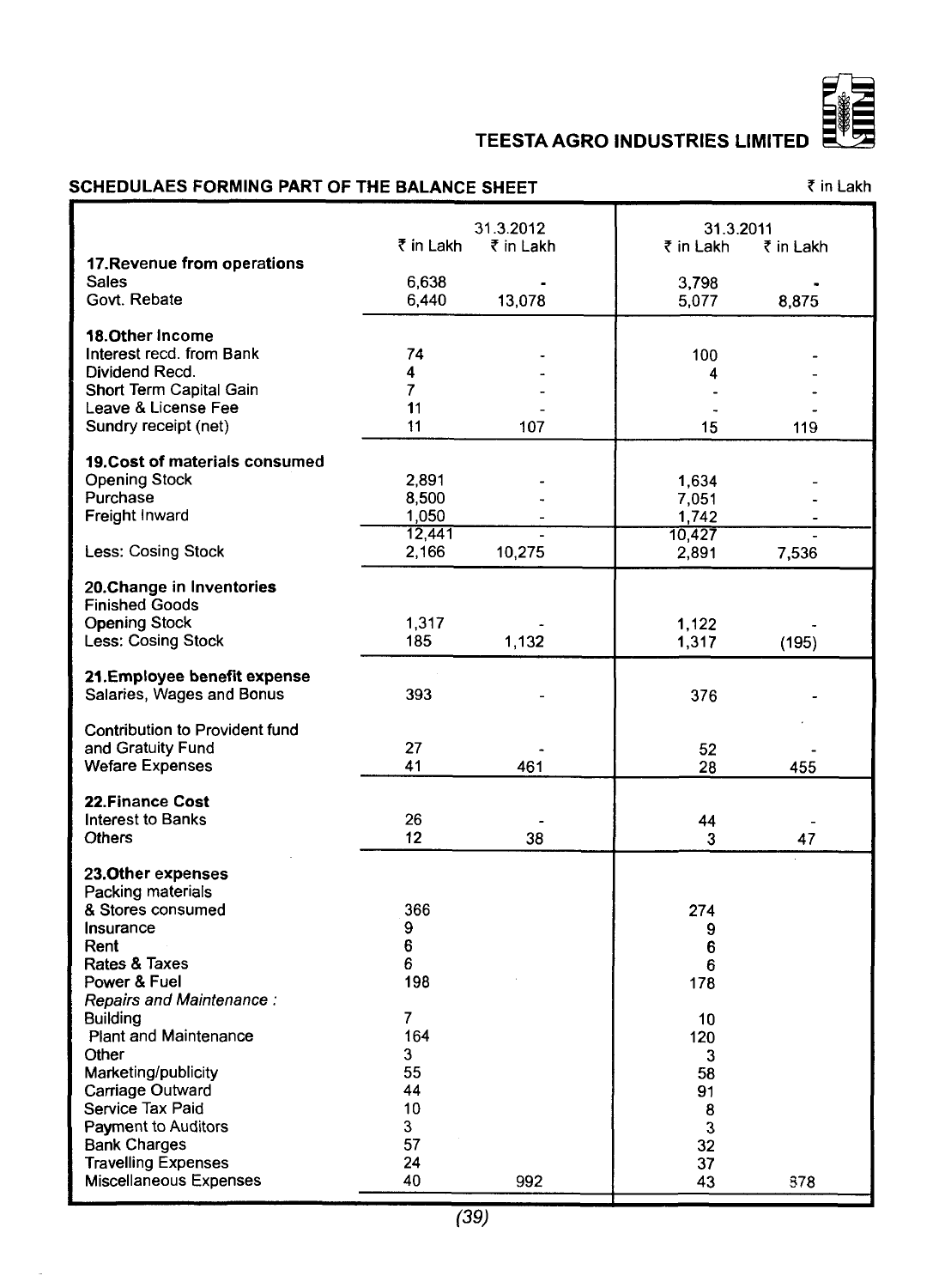TEESTA AGRO INDUSTRIES LIMITED

## SCHEDULAES FORMING PART OF THE BALANCE SHEET

₹ in Lakh

| | 31.3.2012 | | 31.3.2011 | |
|---|---|---|---|---|
| | ₹ in Lakh | ₹ in Lakh | ₹ in Lakh | ₹ in Lakh |
| **17.Revenue from operations** | | | | |
| Sales | 6,638 | - | 3,798 | - |
| Govt. Rebate | 6,440 | 13,078 | 5,077 | 8,875 |
| **18.Other Income** | | | | |
| Interest recd. from Bank | 74 | - | 100 | - |
| Dividend Recd. | 4 | - | 4 | - |
| Short Term Capital Gain | 7 | - | - | - |
| Leave & License Fee | 11 | - | - | - |
| Sundry receipt (net) | 11 | 107 | 15 | 119 |
| **19.Cost of materials consumed** | | | | |
| Opening Stock | 2,891 | - | 1,634 | - |
| Purchase | 8,500 | - | 7,051 | - |
| Freight Inward | 1,050 | - | 1,742 | - |
| | 12,441 | - | 10,427 | - |
| Less: Cosing Stock | 2,166 | 10,275 | 2,891 | 7,536 |
| **20.Change in Inventories** | | | | |
| **Finished Goods** | | | | |
| Opening Stock | 1,317 | - | 1,122 | - |
| Less: Cosing Stock | 185 | 1,132 | 1,317 | (195) |
| **21.Employee benefit expense** | | | | |
| Salaries, Wages and Bonus | 393 | - | 376 | - |
| Contribution to Provident fund and Gratuity Fund | 27 | - | 52 | - |
| Wefare Expenses | 41 | 461 | 28 | 455 |
| **22.Finance Cost** | | | | |
| Interest to Banks | 26 | - | 44 | - |
| Others | 12 | 38 | 3 | 47 |
| **23.Other expenses** | | | | |
| Packing materials & Stores consumed | 366 | | 274 | |
| Insurance | 9 | | 9 | |
| Rent | 6 | | 6 | |
| Rates & Taxes | 6 | | 6 | |
| Power & Fuel | 198 | | 178 | |
| *Repairs and Maintenance :* | | | | |
| Building | 7 | | 10 | |
| Plant and Maintenance | 164 | | 120 | |
| Other | 3 | | 3 | |
| Marketing/publicity | 55 | | 58 | |
| Carriage Outward | 44 | | 91 | |
| Service Tax Paid | 10 | | 8 | |
| Payment to Auditors | 3 | | 3 | |
| Bank Charges | 57 | | 32 | |
| Travelling Expenses | 24 | | 37 | |
| Miscellaneous Expenses | 40 | 992 | 43 | 878 |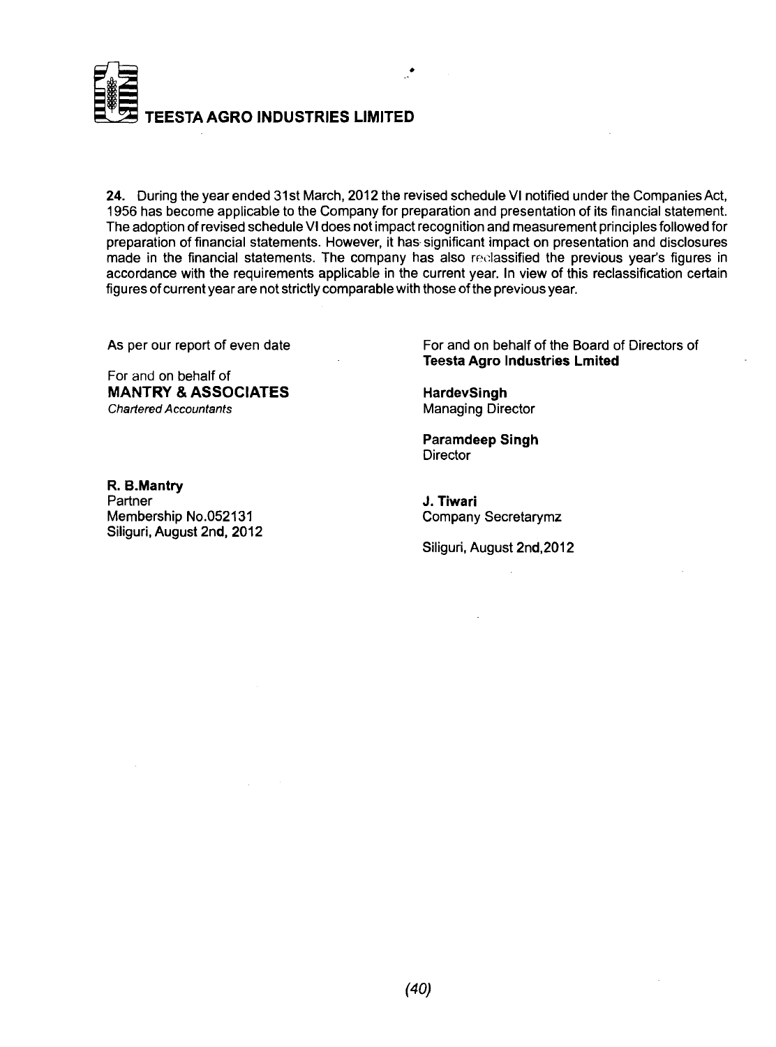**24.** During the year ended 31st March, 2012 the revised schedule VI notified under the Companies Act, 1956 has become applicable to the Company for preparation and presentation of its financial statement. The adoption of revised schedule VI does not impact recognition and measurement principles followed for preparation of financial statements. However, it has significant impact on presentation and disclosures made in the financial statements. The company has also reclassified the previous year's figures in accordance with the requirements applicable in the current year. In view of this reclassification certain figures of current year are not strictly comparable with those of the previous year.

As per our report of even date

For and on behalf of
**MANTRY & ASSOCIATES**
*Chartered Accountants*

**R. B.Mantry**
Partner
Membership No.052131
Siliguri, August 2nd, 2012

For and on behalf of the Board of Directors of
**Teesta Agro Industries Lmited**

**HardevSingh**
Managing Director

**Paramdeep Singh**
Director

**J. Tiwari**
Company Secretarymz

Siliguri, August 2nd,2012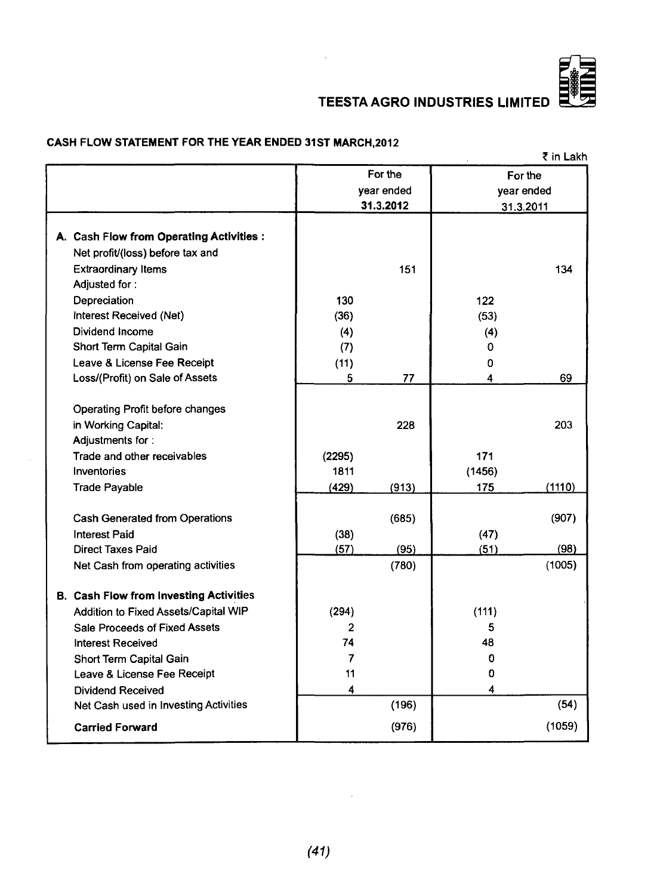# TEESTA AGRO INDUSTRIES LIMITED

## CASH FLOW STATEMENT FOR THE YEAR ENDED 31ST MARCH,2012

₹ in Lakh

| | For the year ended 31.3.2012 | | For the year ended 31.3.2011 | |
|---|---|---|---|---|
| **A. Cash Flow from Operating Activities :** | | | | |
| Net profit/(loss) before tax and Extraordinary Items | | 151 | | 134 |
| Adjusted for : | | | | |
| Depreciation | 130 | | 122 | |
| Interest Received (Net) | (36) | | (53) | |
| Dividend Income | (4) | | (4) | |
| Short Term Capital Gain | (7) | | 0 | |
| Leave & License Fee Receipt | (11) | | 0 | |
| Loss/(Profit) on Sale of Assets | 5 | 77 | 4 | 69 |
| Operating Profit before changes in Working Capital: | | 228 | | 203 |
| Adjustments for : | | | | |
| Trade and other receivables | (2295) | | 171 | |
| Inventories | 1811 | | (1456) | |
| Trade Payable | (429) | (913) | 175 | (1110) |
| Cash Generated from Operations | | (685) | | (907) |
| Interest Paid | (38) | | (47) | |
| Direct Taxes Paid | (57) | (95) | (51) | (98) |
| Net Cash from operating activities | | (780) | | (1005) |
| **B. Cash Flow from Investing Activities** | | | | |
| Addition to Fixed Assets/Capital WIP | (294) | | (111) | |
| Sale Proceeds of Fixed Assets | 2 | | 5 | |
| Interest Received | 74 | | 48 | |
| Short Term Capital Gain | 7 | | 0 | |
| Leave & License Fee Receipt | 11 | | 0 | |
| Dividend Received | 4 | | 4 | |
| Net Cash used in Investing Activities | | (196) | | (54) |
| **Carried Forward** | | (976) | | (1059) |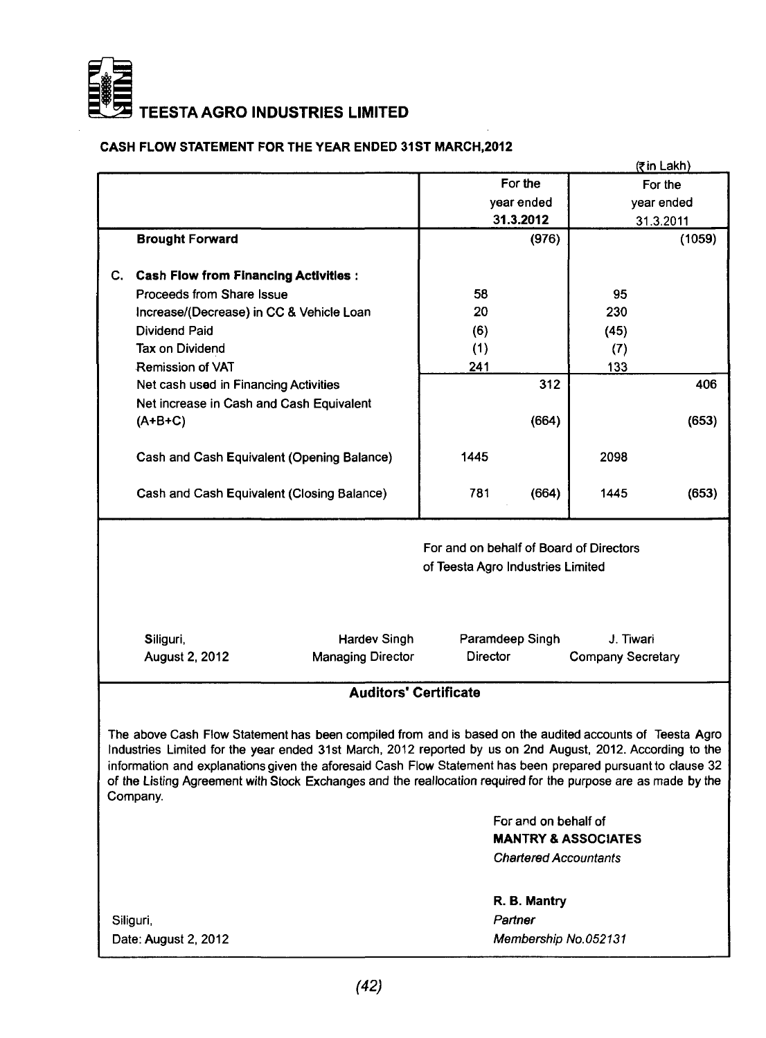# TEESTA AGRO INDUSTRIES LIMITED

## CASH FLOW STATEMENT FOR THE YEAR ENDED 31ST MARCH,2012

(₹ in Lakh)

| | For the year ended 31.3.2012 | | For the year ended 31.3.2011 | |
|---|---|---|---|---|
| **Brought Forward** | | (976) | | (1059) |
| **C. Cash Flow from Financing Activities :** | | | | |
| Proceeds from Share Issue | 58 | | 95 | |
| Increase/(Decrease) in CC & Vehicle Loan | 20 | | 230 | |
| Dividend Paid | (6) | | (45) | |
| Tax on Dividend | (1) | | (7) | |
| Remission of VAT | 241 | | 133 | |
| Net cash used in Financing Activities | | 312 | | 406 |
| Net increase in Cash and Cash Equivalent (A+B+C) | | (664) | | (653) |
| Cash and Cash Equivalent (Opening Balance) | 1445 | | 2098 | |
| Cash and Cash Equivalent (Closing Balance) | 781 | (664) | 1445 | (653) |

For and on behalf of Board of Directors
of Teesta Agro Industries Limited

Siliguri,
August 2, 2012

Hardev Singh
Managing Director

Paramdeep Singh
Director

J. Tiwari
Company Secretary

### Auditors' Certificate

The above Cash Flow Statement has been compiled from and is based on the audited accounts of Teesta Agro Industries Limited for the year ended 31st March, 2012 reported by us on 2nd August, 2012. According to the information and explanations given the aforesaid Cash Flow Statement has been prepared pursuant to clause 32 of the Listing Agreement with Stock Exchanges and the reallocation required for the purpose are as made by the Company.

For and on behalf of
**MANTRY & ASSOCIATES**
*Chartered Accountants*

**R. B. Mantry**
*Partner*
*Membership No.052131*

Siliguri,
Date: August 2, 2012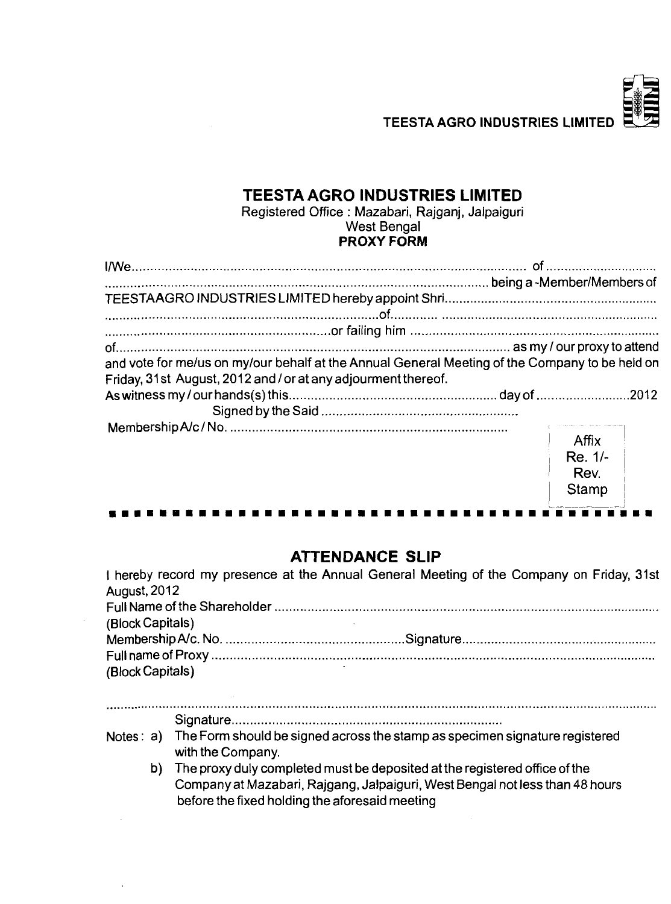TEESTA AGRO INDUSTRIES LIMITED

# TEESTA AGRO INDUSTRIES LIMITED

Registered Office : Mazabari, Rajganj, Jalpaiguri
West Bengal

**PROXY FORM**

I/We.................................................................................................................. of ..............................
.......................................................................................................... being a -Member/Members of
TEESTAAGRO INDUSTRIES LIMITED hereby appoint Shri...........................................................
...........................................................................of............ .............................................................
..............................................................or failing him ....................................................................
of............................................................................................................ as my / our proxy to attend
and vote for me/us on my/our behalf at the Annual General Meeting of the Company to be held on Friday, 31st August, 2012 and / or at any adjourment thereof.

As witness my / our hands(s) this........................................................ day of ..........................2012

Signed by the Said .....................................................

Membership A/c / No. ...........................................................................

Affix Re. 1/- Rev. Stamp

---

## ATTENDANCE SLIP

I hereby record my presence at the Annual General Meeting of the Company on Friday, 31st August, 2012

Full Name of the Shareholder ..........................................................................................................
(Block Capitals)

Membership A/c. No. ................................................Signature......................................................

Full name of Proxy ..........................................................................................................................
(Block Capitals)

..............................................................................................................................................................

Signature.........................................................................

Notes : a) The Form should be signed across the stamp as specimen signature registered with the Company.

b) The proxy duly completed must be deposited at the registered office of the Company at Mazabari, Rajgang, Jalpaiguri, West Bengal not less than 48 hours before the fixed holding the aforesaid meeting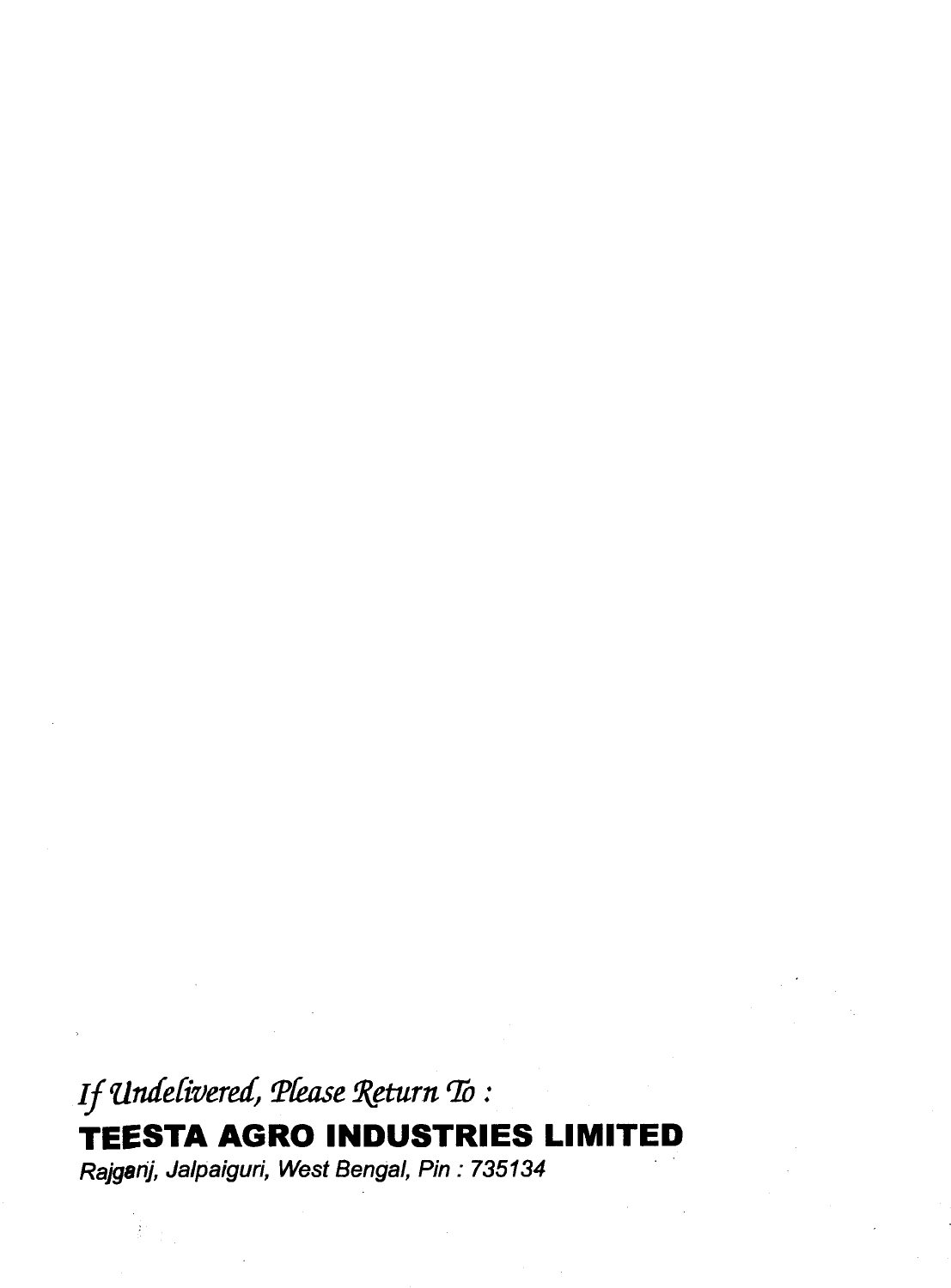*If Undelivered, Please Return To :*

**TEESTA AGRO INDUSTRIES LIMITED**

*Rajganj, Jalpaiguri, West Bengal, Pin : 735134*